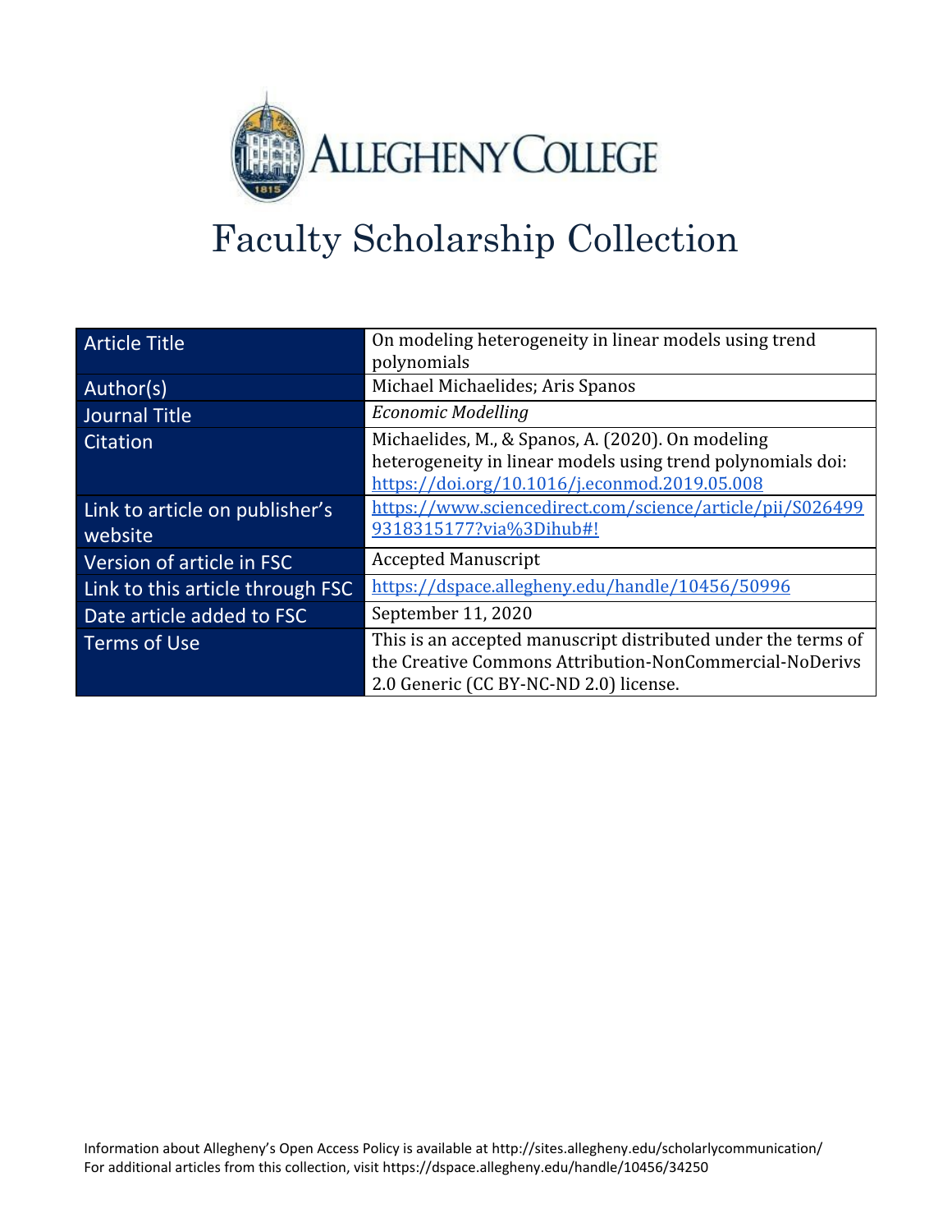# Faculty Scholarship Collection

| Article Title | On modeling heterogeneity in linear models using trend polynomials |
|---|---|
| Author(s) | Michael Michaelides; Aris Spanos |
| Journal Title | *Economic Modelling* |
| Citation | Michaelides, M., & Spanos, A. (2020). On modeling heterogeneity in linear models using trend polynomials doi: https://doi.org/10.1016/j.econmod.2019.05.008 |
| Link to article on publisher's website | https://www.sciencedirect.com/science/article/pii/S0264999318315177?via%3Dihub#! |
| Version of article in FSC | Accepted Manuscript |
| Link to this article through FSC | https://dspace.allegheny.edu/handle/10456/50996 |
| Date article added to FSC | September 11, 2020 |
| Terms of Use | This is an accepted manuscript distributed under the terms of the Creative Commons Attribution-NonCommercial-NoDerivs 2.0 Generic (CC BY-NC-ND 2.0) license. |

Information about Allegheny's Open Access Policy is available at http://sites.allegheny.edu/scholarlycommunication/
For additional articles from this collection, visit https://dspace.allegheny.edu/handle/10456/34250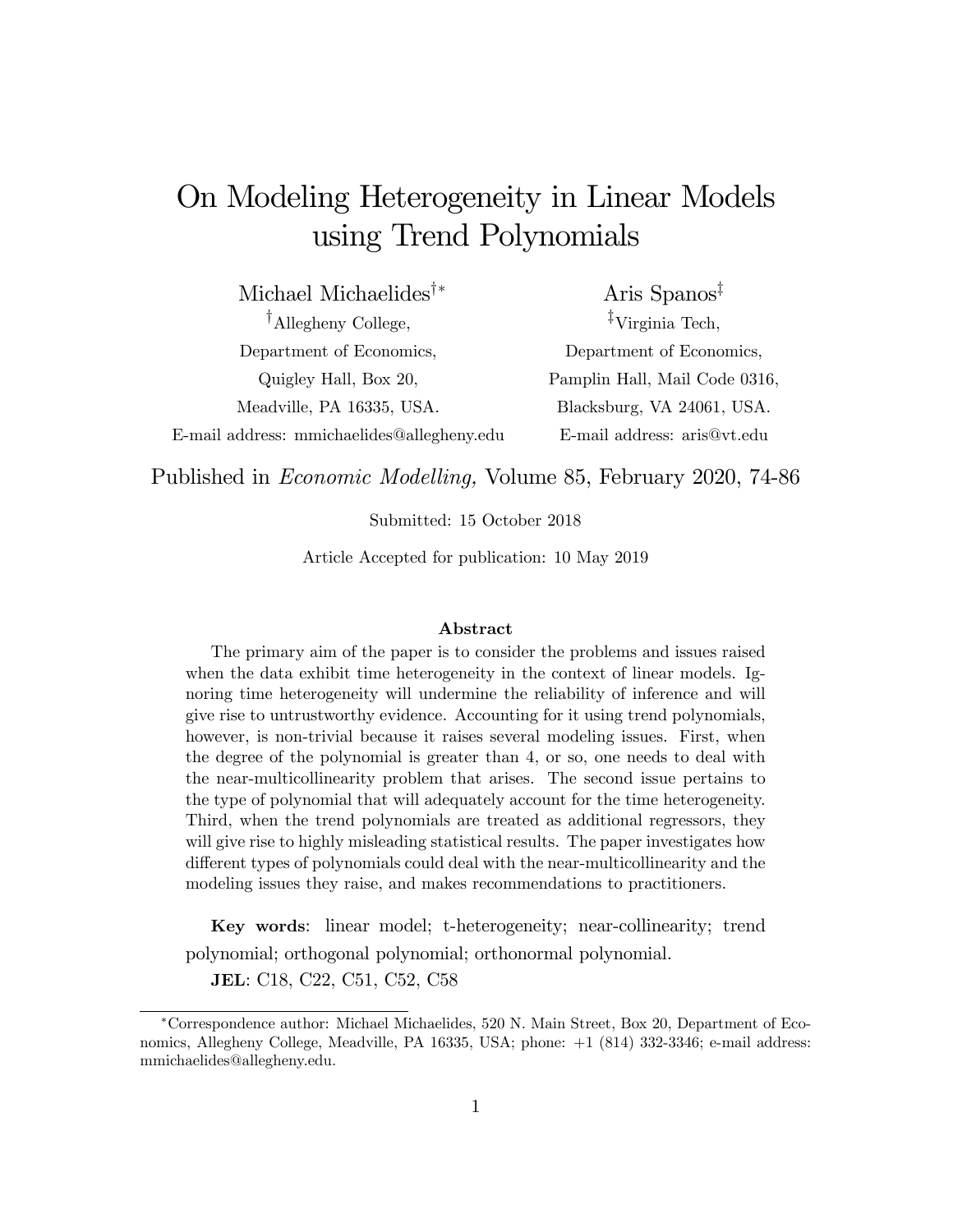# On Modeling Heterogeneity in Linear Models using Trend Polynomials

Michael Michaelides[†*]
[†]Allegheny College,
Department of Economics,
Quigley Hall, Box 20,
Meadville, PA 16335, USA.
E-mail address: mmichaelides@allegheny.edu

Aris Spanos[‡]
[‡]Virginia Tech,
Department of Economics,
Pamplin Hall, Mail Code 0316,
Blacksburg, VA 24061, USA.
E-mail address: aris@vt.edu

Published in *Economic Modelling,* Volume 85, February 2020, 74-86

Submitted: 15 October 2018

Article Accepted for publication: 10 May 2019

### Abstract

The primary aim of the paper is to consider the problems and issues raised when the data exhibit time heterogeneity in the context of linear models. Ignoring time heterogeneity will undermine the reliability of inference and will give rise to untrustworthy evidence. Accounting for it using trend polynomials, however, is non-trivial because it raises several modeling issues. First, when the degree of the polynomial is greater than 4, or so, one needs to deal with the near-multicollinearity problem that arises. The second issue pertains to the type of polynomial that will adequately account for the time heterogeneity. Third, when the trend polynomials are treated as additional regressors, they will give rise to highly misleading statistical results. The paper investigates how different types of polynomials could deal with the near-multicollinearity and the modeling issues they raise, and makes recommendations to practitioners.

**Key words**: linear model; t-heterogeneity; near-collinearity; trend polynomial; orthogonal polynomial; orthonormal polynomial.

**JEL**: C18, C22, C51, C52, C58

[*]Correspondence author: Michael Michaelides, 520 N. Main Street, Box 20, Department of Economics, Allegheny College, Meadville, PA 16335, USA; phone: +1 (814) 332-3346; e-mail address: mmichaelides@allegheny.edu.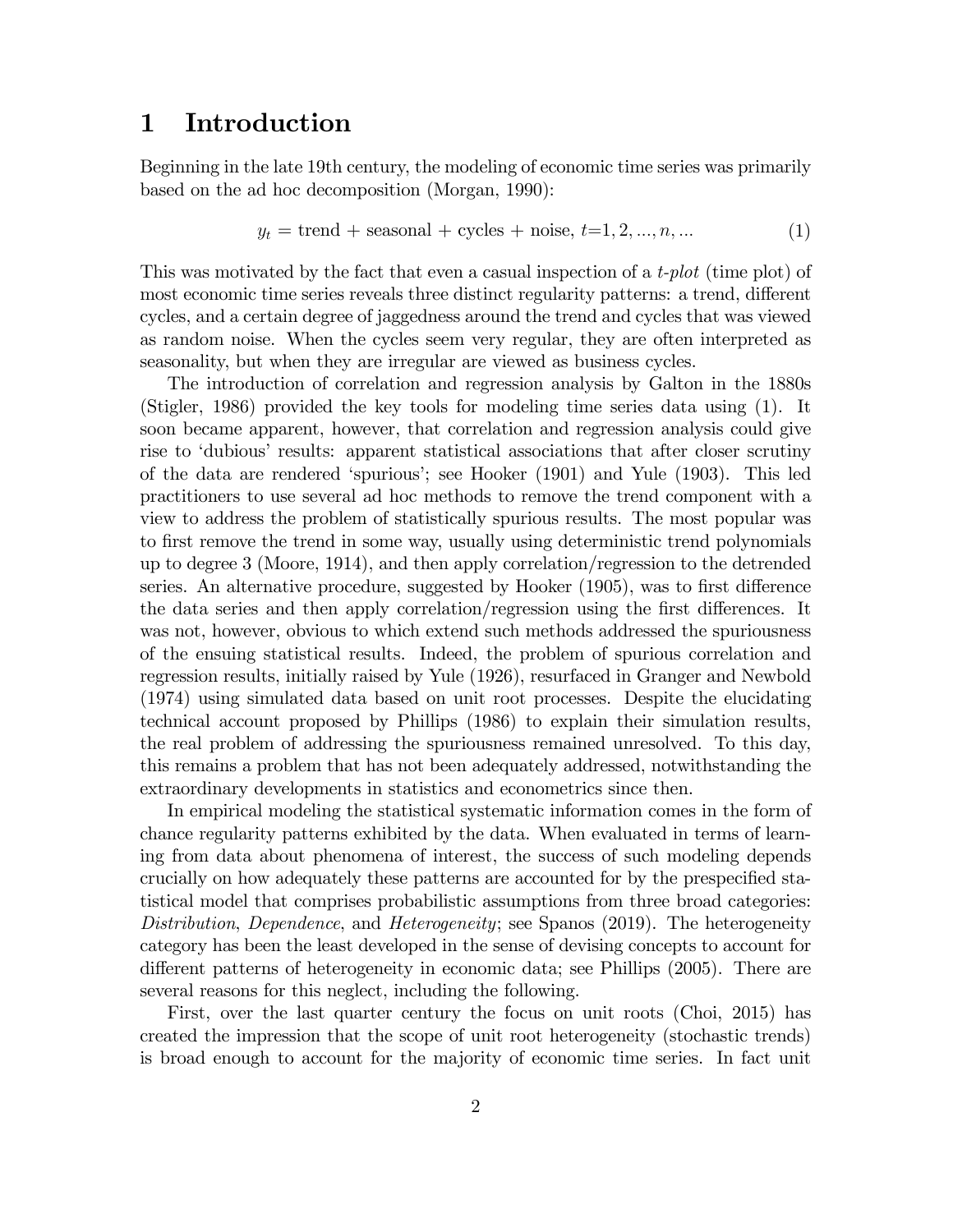# 1 Introduction

Beginning in the late 19th century, the modeling of economic time series was primarily based on the ad hoc decomposition (Morgan, 1990):

$$y_t = \text{trend} + \text{seasonal} + \text{cycles} + \text{noise}, \; t{=}1, 2, ..., n, ... \tag{1}$$

This was motivated by the fact that even a casual inspection of a *t-plot* (time plot) of most economic time series reveals three distinct regularity patterns: a trend, different cycles, and a certain degree of jaggedness around the trend and cycles that was viewed as random noise. When the cycles seem very regular, they are often interpreted as seasonality, but when they are irregular are viewed as business cycles.

The introduction of correlation and regression analysis by Galton in the 1880s (Stigler, 1986) provided the key tools for modeling time series data using (1). It soon became apparent, however, that correlation and regression analysis could give rise to 'dubious' results: apparent statistical associations that after closer scrutiny of the data are rendered 'spurious'; see Hooker (1901) and Yule (1903). This led practitioners to use several ad hoc methods to remove the trend component with a view to address the problem of statistically spurious results. The most popular was to first remove the trend in some way, usually using deterministic trend polynomials up to degree 3 (Moore, 1914), and then apply correlation/regression to the detrended series. An alternative procedure, suggested by Hooker (1905), was to first difference the data series and then apply correlation/regression using the first differences. It was not, however, obvious to which extend such methods addressed the spuriousness of the ensuing statistical results. Indeed, the problem of spurious correlation and regression results, initially raised by Yule (1926), resurfaced in Granger and Newbold (1974) using simulated data based on unit root processes. Despite the elucidating technical account proposed by Phillips (1986) to explain their simulation results, the real problem of addressing the spuriousness remained unresolved. To this day, this remains a problem that has not been adequately addressed, notwithstanding the extraordinary developments in statistics and econometrics since then.

In empirical modeling the statistical systematic information comes in the form of chance regularity patterns exhibited by the data. When evaluated in terms of learning from data about phenomena of interest, the success of such modeling depends crucially on how adequately these patterns are accounted for by the prespecified statistical model that comprises probabilistic assumptions from three broad categories: *Distribution*, *Dependence*, and *Heterogeneity*; see Spanos (2019). The heterogeneity category has been the least developed in the sense of devising concepts to account for different patterns of heterogeneity in economic data; see Phillips (2005). There are several reasons for this neglect, including the following.

First, over the last quarter century the focus on unit roots (Choi, 2015) has created the impression that the scope of unit root heterogeneity (stochastic trends) is broad enough to account for the majority of economic time series. In fact unit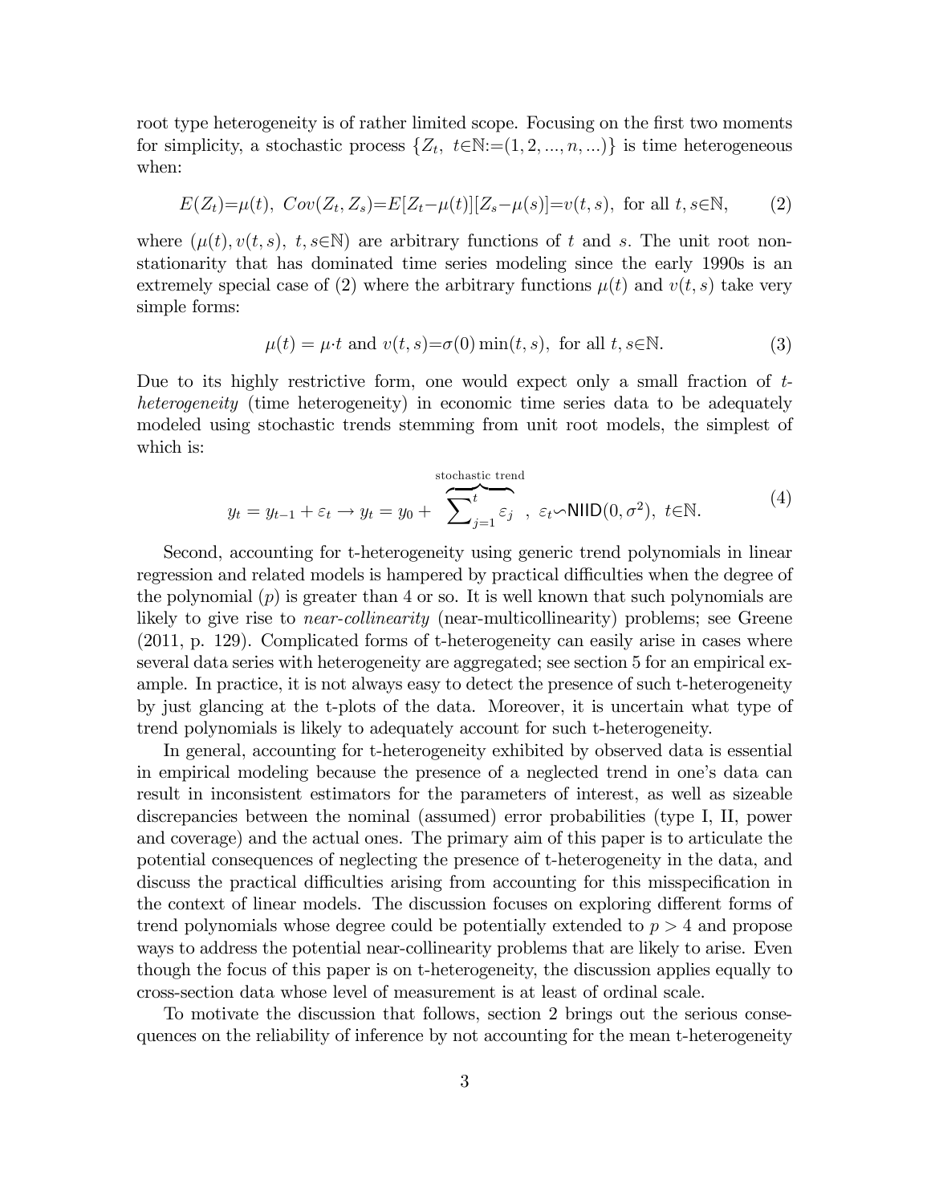root type heterogeneity is of rather limited scope. Focusing on the first two moments for simplicity, a stochastic process $\{Z_t,\ t\in\mathbb{N}:=(1,2,...,n,...)\}$ is time heterogeneous when:

$$E(Z_t)=\mu(t),\ Cov(Z_t,Z_s)=E[Z_t-\mu(t)][Z_s-\mu(s)]=v(t,s),\ \text{for all } t,s\in\mathbb{N}, \tag{2}$$

where $(\mu(t),v(t,s),\ t,s\in\mathbb{N})$ are arbitrary functions of $t$ and $s$. The unit root non-stationarity that has dominated time series modeling since the early 1990s is an extremely special case of (2) where the arbitrary functions $\mu(t)$ and $v(t,s)$ take very simple forms:

$$\mu(t)=\mu\cdot t \text{ and } v(t,s)=\sigma(0)\min(t,s),\ \text{for all } t,s\in\mathbb{N}. \tag{3}$$

Due to its highly restrictive form, one would expect only a small fraction of *t-heterogeneity* (time heterogeneity) in economic time series data to be adequately modeled using stochastic trends stemming from unit root models, the simplest of which is:

$$y_t=y_{t-1}+\varepsilon_t\rightarrow y_t=y_0+\overbrace{\sum\nolimits_{j=1}^{t}\varepsilon_j}^{\text{stochastic trend}},\ \varepsilon_t\backsim\mathsf{NIID}(0,\sigma^2),\ t\in\mathbb{N}. \tag{4}$$

Second, accounting for t-heterogeneity using generic trend polynomials in linear regression and related models is hampered by practical difficulties when the degree of the polynomial ($p$) is greater than 4 or so. It is well known that such polynomials are likely to give rise to *near-collinearity* (near-multicollinearity) problems; see Greene (2011, p. 129). Complicated forms of t-heterogeneity can easily arise in cases where several data series with heterogeneity are aggregated; see section 5 for an empirical example. In practice, it is not always easy to detect the presence of such t-heterogeneity by just glancing at the t-plots of the data. Moreover, it is uncertain what type of trend polynomials is likely to adequately account for such t-heterogeneity.

In general, accounting for t-heterogeneity exhibited by observed data is essential in empirical modeling because the presence of a neglected trend in one's data can result in inconsistent estimators for the parameters of interest, as well as sizeable discrepancies between the nominal (assumed) error probabilities (type I, II, power and coverage) and the actual ones. The primary aim of this paper is to articulate the potential consequences of neglecting the presence of t-heterogeneity in the data, and discuss the practical difficulties arising from accounting for this misspecification in the context of linear models. The discussion focuses on exploring different forms of trend polynomials whose degree could be potentially extended to $p>4$ and propose ways to address the potential near-collinearity problems that are likely to arise. Even though the focus of this paper is on t-heterogeneity, the discussion applies equally to cross-section data whose level of measurement is at least of ordinal scale.

To motivate the discussion that follows, section 2 brings out the serious consequences on the reliability of inference by not accounting for the mean t-heterogeneity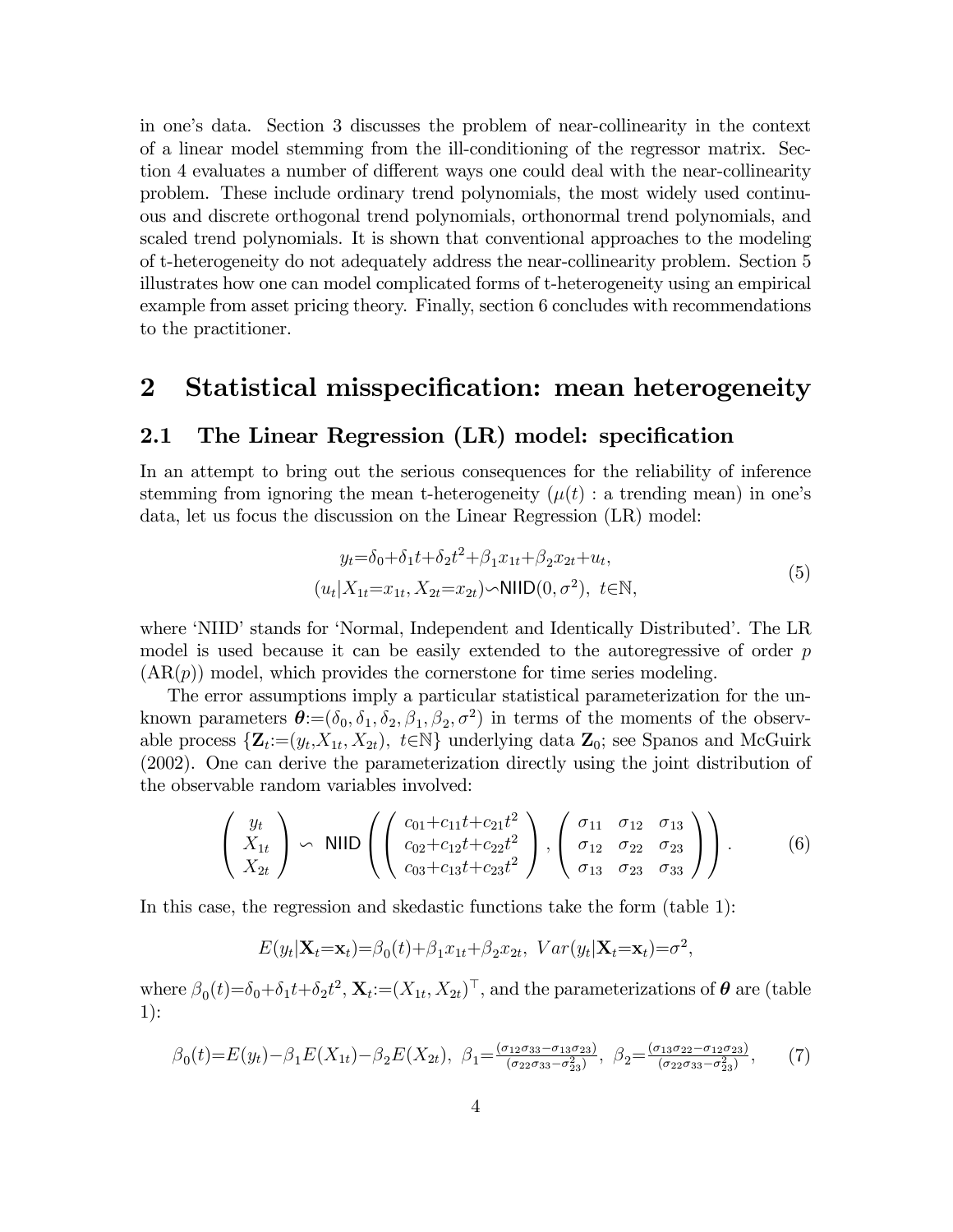in one's data. Section 3 discusses the problem of near-collinearity in the context of a linear model stemming from the ill-conditioning of the regressor matrix. Section 4 evaluates a number of different ways one could deal with the near-collinearity problem. These include ordinary trend polynomials, the most widely used continuous and discrete orthogonal trend polynomials, orthonormal trend polynomials, and scaled trend polynomials. It is shown that conventional approaches to the modeling of t-heterogeneity do not adequately address the near-collinearity problem. Section 5 illustrates how one can model complicated forms of t-heterogeneity using an empirical example from asset pricing theory. Finally, section 6 concludes with recommendations to the practitioner.

# 2 Statistical misspecification: mean heterogeneity

## 2.1 The Linear Regression (LR) model: specification

In an attempt to bring out the serious consequences for the reliability of inference stemming from ignoring the mean t-heterogeneity ($\mu(t)$ : a trending mean) in one's data, let us focus the discussion on the Linear Regression (LR) model:

$$
\begin{gathered}
y_t = \delta_0 + \delta_1 t + \delta_2 t^2 + \beta_1 x_{1t} + \beta_2 x_{2t} + u_t, \\
(u_t | X_{1t} = x_{1t}, X_{2t} = x_{2t}) \backsim \mathsf{NIID}(0, \sigma^2), \ t \in \mathbb{N},
\end{gathered} \tag{5}
$$

where 'NIID' stands for 'Normal, Independent and Identically Distributed'. The LR model is used because it can be easily extended to the autoregressive of order $p$ (AR($p$)) model, which provides the cornerstone for time series modeling.

The error assumptions imply a particular statistical parameterization for the unknown parameters $\boldsymbol{\theta} := (\delta_0, \delta_1, \delta_2, \beta_1, \beta_2, \sigma^2)$ in terms of the moments of the observable process $\{\mathbf{Z}_t := (y_t, X_{1t}, X_{2t}), \ t \in \mathbb{N}\}$ underlying data $\mathbf{Z}_0$; see Spanos and McGuirk (2002). One can derive the parameterization directly using the joint distribution of the observable random variables involved:

$$
\begin{pmatrix} y_t \\ X_{1t} \\ X_{2t} \end{pmatrix} \backsim \ \mathsf{NIID} \left( \begin{pmatrix} c_{01} + c_{11} t + c_{21} t^2 \\ c_{02} + c_{12} t + c_{22} t^2 \\ c_{03} + c_{13} t + c_{23} t^2 \end{pmatrix}, \begin{pmatrix} \sigma_{11} & \sigma_{12} & \sigma_{13} \\ \sigma_{12} & \sigma_{22} & \sigma_{23} \\ \sigma_{13} & \sigma_{23} & \sigma_{33} \end{pmatrix} \right). \tag{6}
$$

In this case, the regression and skedastic functions take the form (table 1):

$$
E(y_t | \mathbf{X}_t = \mathbf{x}_t) = \beta_0(t) + \beta_1 x_{1t} + \beta_2 x_{2t}, \ Var(y_t | \mathbf{X}_t = \mathbf{x}_t) = \sigma^2,
$$

where $\beta_0(t) = \delta_0 + \delta_1 t + \delta_2 t^2$, $\mathbf{X}_t := (X_{1t}, X_{2t})^\top$, and the parameterizations of $\boldsymbol{\theta}$ are (table 1):

$$
\beta_0(t) = E(y_t) - \beta_1 E(X_{1t}) - \beta_2 E(X_{2t}), \ \beta_1 = \frac{(\sigma_{12}\sigma_{33} - \sigma_{13}\sigma_{23})}{(\sigma_{22}\sigma_{33} - \sigma_{23}^2)}, \ \beta_2 = \frac{(\sigma_{13}\sigma_{22} - \sigma_{12}\sigma_{23})}{(\sigma_{22}\sigma_{33} - \sigma_{23}^2)}, \tag{7}
$$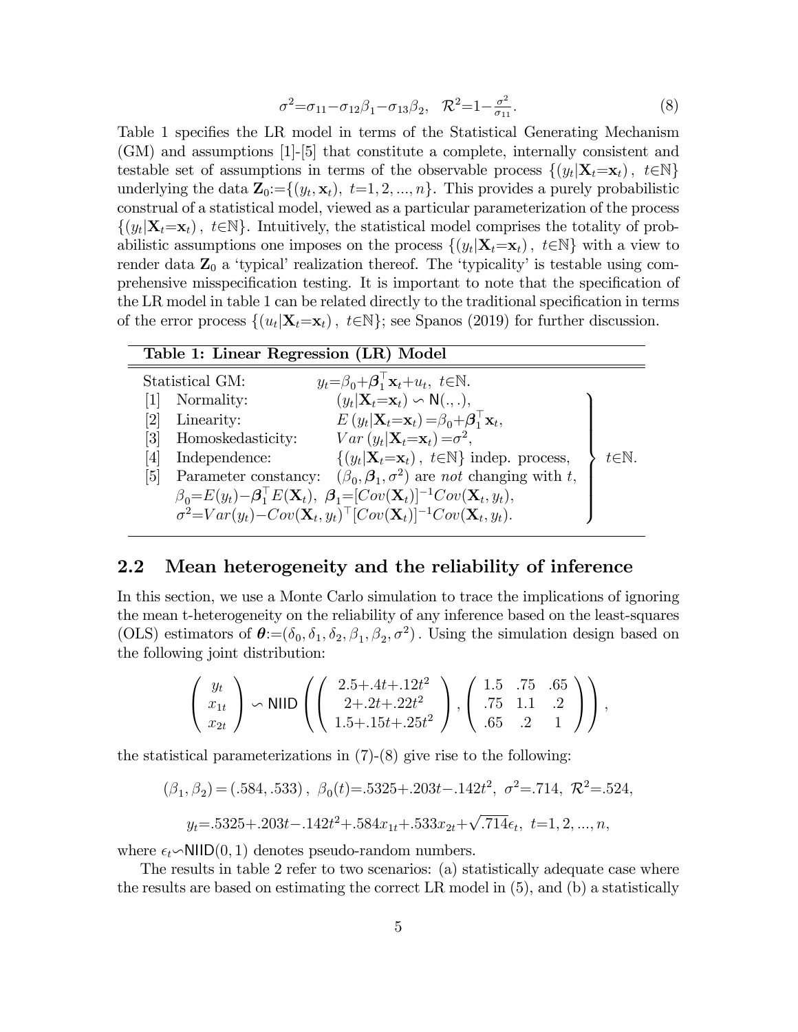$$\sigma^2 = \sigma_{11} - \sigma_{12}\beta_1 - \sigma_{13}\beta_2, \quad \mathcal{R}^2 = 1 - \frac{\sigma^2}{\sigma_{11}}. \tag{8}$$

Table 1 specifies the LR model in terms of the Statistical Generating Mechanism (GM) and assumptions [1]-[5] that constitute a complete, internally consistent and testable set of assumptions in terms of the observable process $\{(y_t|\mathbf{X}_t=\mathbf{x}_t),\ t\in\mathbb{N}\}$ underlying the data $\mathbf{Z}_0:=\{(y_t,\mathbf{x}_t),\ t=1,2,...,n\}$. This provides a purely probabilistic construal of a statistical model, viewed as a particular parameterization of the process $\{(y_t|\mathbf{X}_t=\mathbf{x}_t),\ t\in\mathbb{N}\}$. Intuitively, the statistical model comprises the totality of probabilistic assumptions one imposes on the process $\{(y_t|\mathbf{X}_t=\mathbf{x}_t),\ t\in\mathbb{N}\}$ with a view to render data $\mathbf{Z}_0$ a 'typical' realization thereof. The 'typicality' is testable using comprehensive misspecification testing. It is important to note that the specification of the LR model in table 1 can be related directly to the traditional specification in terms of the error process $\{(u_t|\mathbf{X}_t=\mathbf{x}_t),\ t\in\mathbb{N}\}$; see Spanos (2019) for further discussion.

**Table 1: Linear Regression (LR) Model**

| | | |
|---|---|---|
| Statistical GM: | $y_t=\beta_0+\boldsymbol{\beta}_1^\top\mathbf{x}_t+u_t,\ t\in\mathbb{N}.$ | |
| [1] Normality: | $(y_t\vert\mathbf{X}_t=\mathbf{x}_t)\backsim\mathsf{N}(.,.),$ | $t\in\mathbb{N}.$ |
| [2] Linearity: | $E(y_t\vert\mathbf{X}_t=\mathbf{x}_t)=\beta_0+\boldsymbol{\beta}_1^\top\mathbf{x}_t,$ | |
| [3] Homoskedasticity: | $Var(y_t\vert\mathbf{X}_t=\mathbf{x}_t)=\sigma^2,$ | |
| [4] Independence: | $\{(y_t\vert\mathbf{X}_t=\mathbf{x}_t),\ t\in\mathbb{N}\}$ indep. process, | |
| [5] Parameter constancy: | $(\beta_0,\boldsymbol{\beta}_1,\sigma^2)$ are *not* changing with $t$, | |
| | $\beta_0=E(y_t)-\boldsymbol{\beta}_1^\top E(\mathbf{X}_t),\ \boldsymbol{\beta}_1=[Cov(\mathbf{X}_t)]^{-1}Cov(\mathbf{X}_t,y_t),$ | |
| | $\sigma^2=Var(y_t)-Cov(\mathbf{X}_t,y_t)^\top[Cov(\mathbf{X}_t)]^{-1}Cov(\mathbf{X}_t,y_t).$ | |

## 2.2 Mean heterogeneity and the reliability of inference

In this section, we use a Monte Carlo simulation to trace the implications of ignoring the mean t-heterogeneity on the reliability of any inference based on the least-squares (OLS) estimators of $\boldsymbol{\theta}:=(\delta_0,\delta_1,\delta_2,\beta_1,\beta_2,\sigma^2)$. Using the simulation design based on the following joint distribution:

$$\begin{pmatrix} y_t \\ x_{1t} \\ x_{2t} \end{pmatrix} \backsim \mathsf{NIID}\left(\begin{pmatrix} 2.5{+}.4t{+}.12t^2 \\ 2{+}.2t{+}.22t^2 \\ 1.5{+}.15t{+}.25t^2 \end{pmatrix}, \begin{pmatrix} 1.5 & .75 & .65 \\ .75 & 1.1 & .2 \\ .65 & .2 & 1 \end{pmatrix}\right),$$

the statistical parameterizations in (7)-(8) give rise to the following:

$$(\beta_1,\beta_2)=(.584,.533),\ \beta_0(t)=.5325{+}.203t{-}.142t^2,\ \sigma^2=.714,\ \mathcal{R}^2=.524,$$

$$y_t=.5325{+}.203t{-}.142t^2{+}.584x_{1t}{+}.533x_{2t}{+}\sqrt{.714}\epsilon_t,\ t=1,2,...,n,$$

where $\epsilon_t\backsim\mathsf{NIID}(0,1)$ denotes pseudo-random numbers.

The results in table 2 refer to two scenarios: (a) statistically adequate case where the results are based on estimating the correct LR model in (5), and (b) a statistically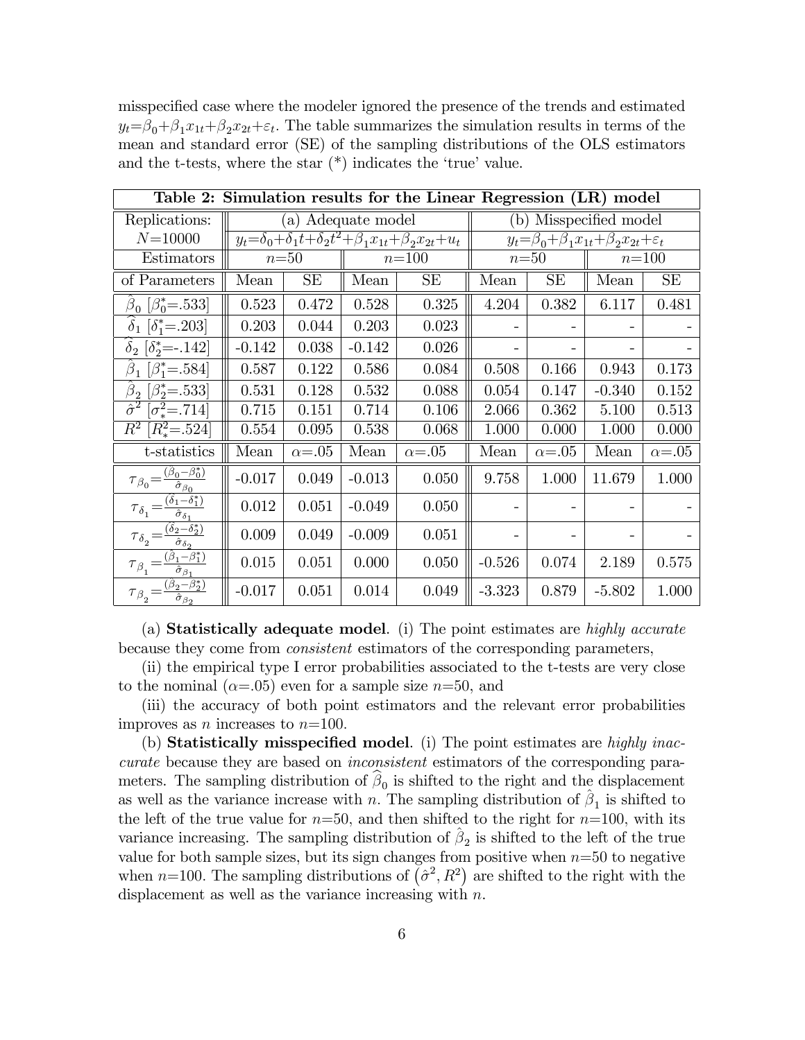misspecified case where the modeler ignored the presence of the trends and estimated $y_t=\beta_0+\beta_1 x_{1t}+\beta_2 x_{2t}+\varepsilon_t$. The table summarizes the simulation results in terms of the mean and standard error (SE) of the sampling distributions of the OLS estimators and the t-tests, where the star (*) indicates the 'true' value.

| **Table 2: Simulation results for the Linear Regression (LR) model** | | | | | | | | |
|---|---|---|---|---|---|---|---|---|
| Replications: | (a) Adequate model | | | | (b) Misspecified model | | | |
| $N$=10000 | $y_t=\delta_0+\delta_1 t+\delta_2 t^2+\beta_1 x_{1t}+\beta_2 x_{2t}+u_t$ | | | | $y_t=\beta_0+\beta_1 x_{1t}+\beta_2 x_{2t}+\varepsilon_t$ | | | |
| Estimators | $n$=50 | | $n$=100 | | $n$=50 | | $n$=100 | |
| of Parameters | Mean | SE | Mean | SE | Mean | SE | Mean | SE |
| $\widehat{\beta}_0$ $[\beta_0^*$=.533] | 0.523 | 0.472 | 0.528 | 0.325 | 4.204 | 0.382 | 6.117 | 0.481 |
| $\widehat{\delta}_1$ $[\delta_1^*$=.203] | 0.203 | 0.044 | 0.203 | 0.023 | - | - | - | - |
| $\widehat{\delta}_2$ $[\delta_2^*$=-.142] | -0.142 | 0.038 | -0.142 | 0.026 | - | - | - | - |
| $\hat{\beta}_1$ $[\beta_1^*$=.584] | 0.587 | 0.122 | 0.586 | 0.084 | 0.508 | 0.166 | 0.943 | 0.173 |
| $\hat{\beta}_2$ $[\beta_2^*$=.533] | 0.531 | 0.128 | 0.532 | 0.088 | 0.054 | 0.147 | -0.340 | 0.152 |
| $\hat{\sigma}^2$ $[\sigma_*^2$=.714] | 0.715 | 0.151 | 0.714 | 0.106 | 2.066 | 0.362 | 5.100 | 0.513 |
| $R^2$ $[R_*^2$=.524] | 0.554 | 0.095 | 0.538 | 0.068 | 1.000 | 0.000 | 1.000 | 0.000 |
| t-statistics | Mean | $\alpha$=.05 | Mean | $\alpha$=.05 | Mean | $\alpha$=.05 | Mean | $\alpha$=.05 |
| $\tau_{\beta_0}=\frac{(\hat{\beta}_0-\beta_0^*)}{\hat{\sigma}_{\beta_0}}$ | -0.017 | 0.049 | -0.013 | 0.050 | 9.758 | 1.000 | 11.679 | 1.000 |
| $\tau_{\delta_1}=\frac{(\hat{\delta}_1-\delta_1^*)}{\hat{\sigma}_{\delta_1}}$ | 0.012 | 0.051 | -0.049 | 0.050 | - | - | - | - |
| $\tau_{\delta_2}=\frac{(\hat{\delta}_2-\delta_2^*)}{\hat{\sigma}_{\delta_2}}$ | 0.009 | 0.049 | -0.009 | 0.051 | - | - | - | - |
| $\tau_{\beta_1}=\frac{(\hat{\beta}_1-\beta_1^*)}{\hat{\sigma}_{\beta_1}}$ | 0.015 | 0.051 | 0.000 | 0.050 | -0.526 | 0.074 | 2.189 | 0.575 |
| $\tau_{\beta_2}=\frac{(\hat{\beta}_2-\beta_2^*)}{\hat{\sigma}_{\beta_2}}$ | -0.017 | 0.051 | 0.014 | 0.049 | -3.323 | 0.879 | -5.802 | 1.000 |

(a) **Statistically adequate model**. (i) The point estimates are *highly accurate* because they come from *consistent* estimators of the corresponding parameters,

(ii) the empirical type I error probabilities associated to the t-tests are very close to the nominal ($\alpha$=.05) even for a sample size $n$=50, and

(iii) the accuracy of both point estimators and the relevant error probabilities improves as $n$ increases to $n$=100.

(b) **Statistically misspecified model**. (i) The point estimates are *highly inaccurate* because they are based on *inconsistent* estimators of the corresponding parameters. The sampling distribution of $\widehat{\beta}_0$ is shifted to the right and the displacement as well as the variance increase with $n$. The sampling distribution of $\hat{\beta}_1$ is shifted to the left of the true value for $n$=50, and then shifted to the right for $n$=100, with its variance increasing. The sampling distribution of $\hat{\beta}_2$ is shifted to the left of the true value for both sample sizes, but its sign changes from positive when $n$=50 to negative when $n$=100. The sampling distributions of $(\hat{\sigma}^2, R^2)$ are shifted to the right with the displacement as well as the variance increasing with $n$.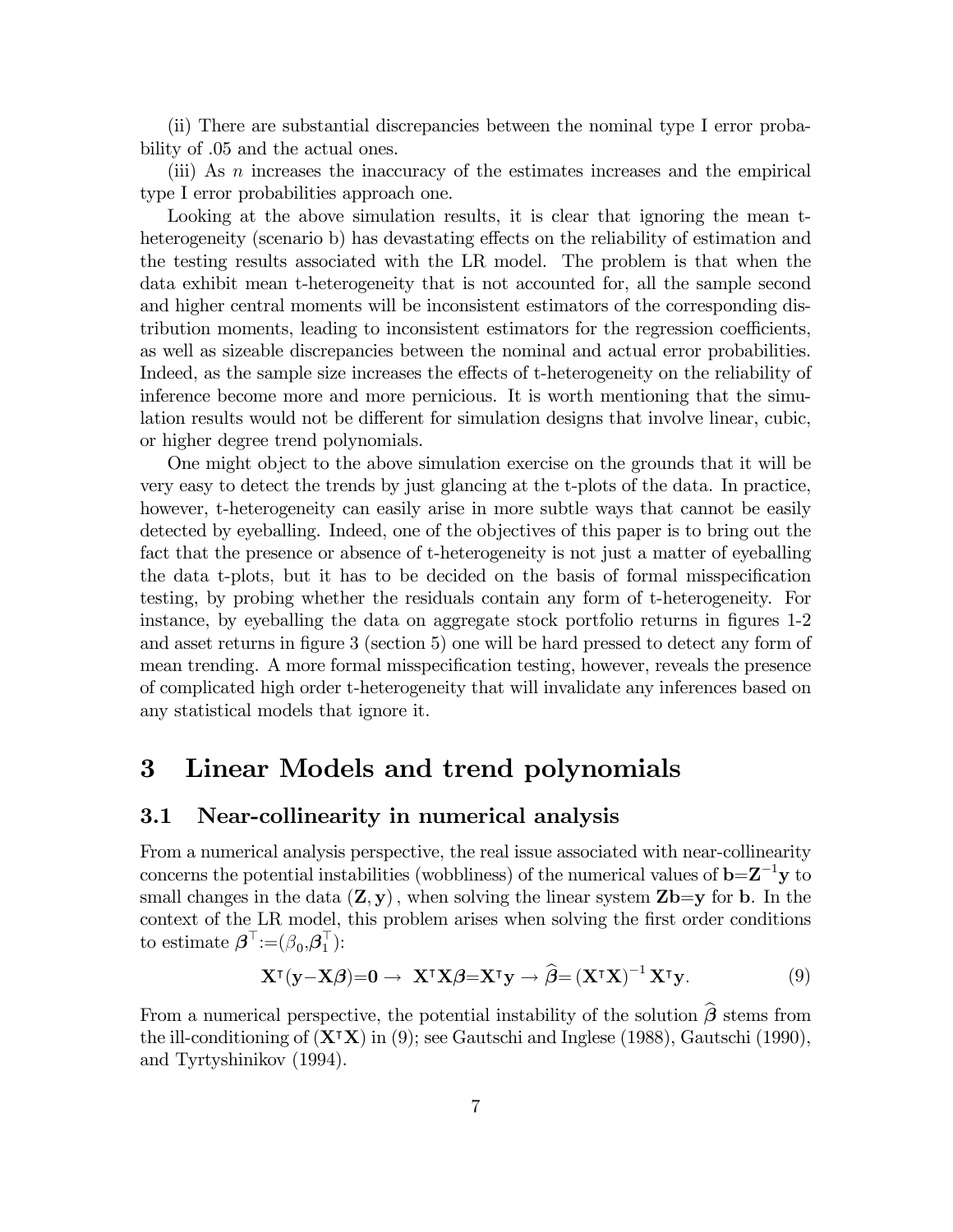(ii) There are substantial discrepancies between the nominal type I error probability of .05 and the actual ones.

(iii) As $n$ increases the inaccuracy of the estimates increases and the empirical type I error probabilities approach one.

Looking at the above simulation results, it is clear that ignoring the mean t-heterogeneity (scenario b) has devastating effects on the reliability of estimation and the testing results associated with the LR model. The problem is that when the data exhibit mean t-heterogeneity that is not accounted for, all the sample second and higher central moments will be inconsistent estimators of the corresponding distribution moments, leading to inconsistent estimators for the regression coefficients, as well as sizeable discrepancies between the nominal and actual error probabilities. Indeed, as the sample size increases the effects of t-heterogeneity on the reliability of inference become more and more pernicious. It is worth mentioning that the simulation results would not be different for simulation designs that involve linear, cubic, or higher degree trend polynomials.

One might object to the above simulation exercise on the grounds that it will be very easy to detect the trends by just glancing at the t-plots of the data. In practice, however, t-heterogeneity can easily arise in more subtle ways that cannot be easily detected by eyeballing. Indeed, one of the objectives of this paper is to bring out the fact that the presence or absence of t-heterogeneity is not just a matter of eyeballing the data t-plots, but it has to be decided on the basis of formal misspecification testing, by probing whether the residuals contain any form of t-heterogeneity. For instance, by eyeballing the data on aggregate stock portfolio returns in figures 1-2 and asset returns in figure 3 (section 5) one will be hard pressed to detect any form of mean trending. A more formal misspecification testing, however, reveals the presence of complicated high order t-heterogeneity that will invalidate any inferences based on any statistical models that ignore it.

# 3 Linear Models and trend polynomials

## 3.1 Near-collinearity in numerical analysis

From a numerical analysis perspective, the real issue associated with near-collinearity concerns the potential instabilities (wobbliness) of the numerical values of $\mathbf{b}=\mathbf{Z}^{-1}\mathbf{y}$ to small changes in the data $(\mathbf{Z},\mathbf{y})$, when solving the linear system $\mathbf{Zb}=\mathbf{y}$ for $\mathbf{b}$. In the context of the LR model, this problem arises when solving the first order conditions to estimate $\boldsymbol{\beta}^{\top}:=(\beta_0,\boldsymbol{\beta}_1^{\top})$:

$$\mathbf{X}^{\intercal}(\mathbf{y}-\mathbf{X}\boldsymbol{\beta})=\mathbf{0} \rightarrow \ \mathbf{X}^{\intercal}\mathbf{X}\boldsymbol{\beta}=\mathbf{X}^{\intercal}\mathbf{y} \rightarrow \widehat{\boldsymbol{\beta}}=\left(\mathbf{X}^{\intercal}\mathbf{X}\right)^{-1}\mathbf{X}^{\intercal}\mathbf{y}. \tag{9}$$

From a numerical perspective, the potential instability of the solution $\widehat{\boldsymbol{\beta}}$ stems from the ill-conditioning of $(\mathbf{X}^{\intercal}\mathbf{X})$ in (9); see Gautschi and Inglese (1988), Gautschi (1990), and Tyrtyshinikov (1994).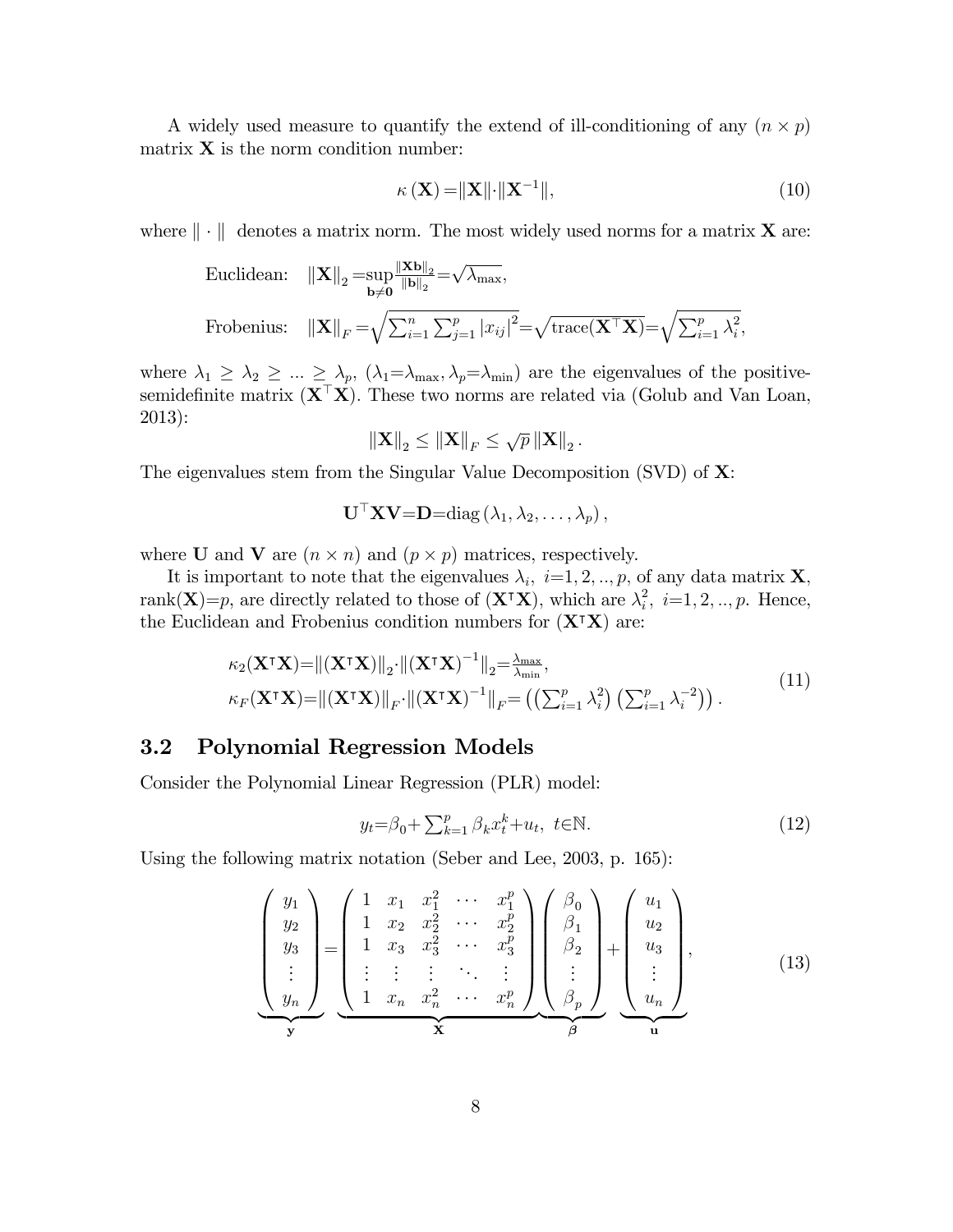A widely used measure to quantify the extend of ill-conditioning of any $(n \times p)$ matrix $\mathbf{X}$ is the norm condition number:

$$\kappa\left(\mathbf{X}\right)=\|\mathbf{X}\|\cdot\|\mathbf{X}^{-1}\|, \tag{10}$$

where $\|\cdot\|$ denotes a matrix norm. The most widely used norms for a matrix $\mathbf{X}$ are:

$$\text{Euclidean:} \quad \left\|\mathbf{X}\right\|_2=\sup_{\mathbf{b}\neq\mathbf{0}}\tfrac{\|\mathbf{X}\mathbf{b}\|_2}{\|\mathbf{b}\|_2}=\sqrt{\lambda_{\max}},$$

$$\text{Frobenius:} \quad \left\|\mathbf{X}\right\|_F=\sqrt{\textstyle\sum_{i=1}^{n}\sum_{j=1}^{p}\left|x_{ij}\right|^2}=\sqrt{\text{trace}(\mathbf{X}^\top\mathbf{X})}=\sqrt{\textstyle\sum_{i=1}^{p}\lambda_i^2},$$

where $\lambda_1 \geq \lambda_2 \geq \ldots \geq \lambda_p$, $(\lambda_1=\lambda_{\max}, \lambda_p=\lambda_{\min})$ are the eigenvalues of the positive-semidefinite matrix $(\mathbf{X}^\top\mathbf{X})$. These two norms are related via (Golub and Van Loan, 2013):

$$\left\|\mathbf{X}\right\|_2 \leq \left\|\mathbf{X}\right\|_F \leq \sqrt{p}\left\|\mathbf{X}\right\|_2.$$

The eigenvalues stem from the Singular Value Decomposition (SVD) of $\mathbf{X}$:

$$\mathbf{U}^\top\mathbf{X}\mathbf{V}=\mathbf{D}=\text{diag}\left(\lambda_1, \lambda_2, \ldots, \lambda_p\right),$$

where $\mathbf{U}$ and $\mathbf{V}$ are $(n \times n)$ and $(p \times p)$ matrices, respectively.

It is important to note that the eigenvalues $\lambda_i$, $i=1,2,..,p$, of any data matrix $\mathbf{X}$, rank$(\mathbf{X})=p$, are directly related to those of $(\mathbf{X}^\intercal\mathbf{X})$, which are $\lambda_i^2$, $i=1,2,..,p$. Hence, the Euclidean and Frobenius condition numbers for $(\mathbf{X}^\intercal\mathbf{X})$ are:

$$\begin{aligned}
&\kappa_2(\mathbf{X}^\intercal\mathbf{X})=\|(\mathbf{X}^\intercal\mathbf{X})\|_2\cdot\|(\mathbf{X}^\intercal\mathbf{X})^{-1}\|_2=\tfrac{\lambda_{\max}}{\lambda_{\min}},\\
&\kappa_F(\mathbf{X}^\intercal\mathbf{X})=\|(\mathbf{X}^\intercal\mathbf{X})\|_F\cdot\|(\mathbf{X}^\intercal\mathbf{X})^{-1}\|_F=\left(\left(\textstyle\sum_{i=1}^{p}\lambda_i^2\right)\left(\textstyle\sum_{i=1}^{p}\lambda_i^{-2}\right)\right).
\end{aligned} \tag{11}$$

## 3.2 Polynomial Regression Models

Consider the Polynomial Linear Regression (PLR) model:

$$y_t=\beta_0+\textstyle\sum_{k=1}^{p}\beta_k x_t^k+u_t, \; t\in\mathbb{N}. \tag{12}$$

Using the following matrix notation (Seber and Lee, 2003, p. 165):

$$\underbrace{\begin{pmatrix} y_1 \\ y_2 \\ y_3 \\ \vdots \\ y_n \end{pmatrix}}_{\mathbf{y}}=\underbrace{\begin{pmatrix} 1 & x_1 & x_1^2 & \cdots & x_1^p \\ 1 & x_2 & x_2^2 & \cdots & x_2^p \\ 1 & x_3 & x_3^2 & \cdots & x_3^p \\ \vdots & \vdots & \vdots & \ddots & \vdots \\ 1 & x_n & x_n^2 & \cdots & x_n^p \end{pmatrix}}_{\mathbf{X}}\underbrace{\begin{pmatrix} \beta_0 \\ \beta_1 \\ \beta_2 \\ \vdots \\ \beta_p \end{pmatrix}}_{\boldsymbol{\beta}}+\underbrace{\begin{pmatrix} u_1 \\ u_2 \\ u_3 \\ \vdots \\ u_n \end{pmatrix}}_{\mathbf{u}}, \tag{13}$$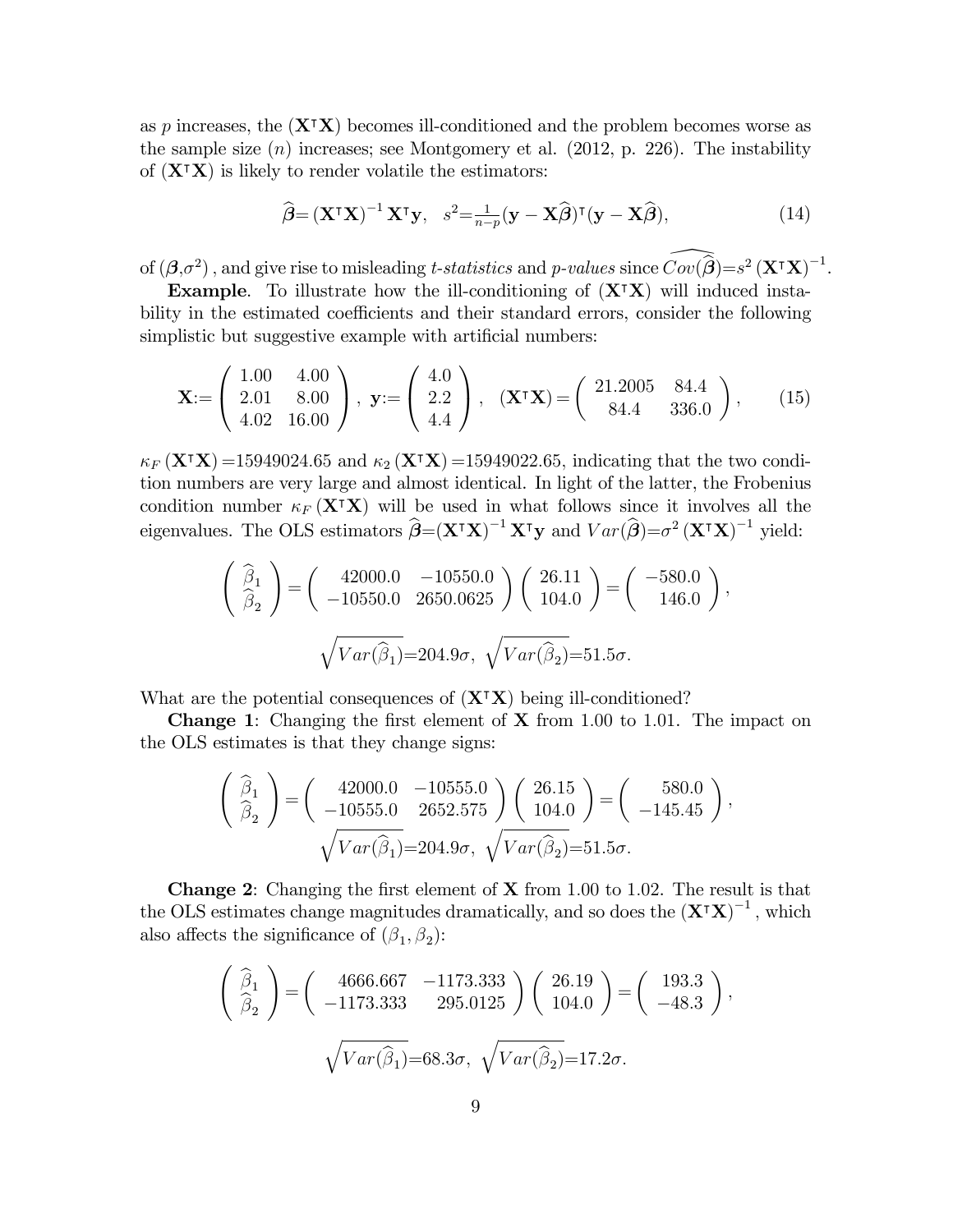as $p$ increases, the $(\mathbf{X}^\intercal\mathbf{X})$ becomes ill-conditioned and the problem becomes worse as the sample size $(n)$ increases; see Montgomery et al. (2012, p. 226). The instability of $(\mathbf{X}^\intercal\mathbf{X})$ is likely to render volatile the estimators:

$$\widehat{\boldsymbol{\beta}}=(\mathbf{X}^\intercal\mathbf{X})^{-1}\mathbf{X}^\intercal\mathbf{y}, \quad s^2=\tfrac{1}{n-p}(\mathbf{y}-\mathbf{X}\widehat{\boldsymbol{\beta}})^\intercal(\mathbf{y}-\mathbf{X}\widehat{\boldsymbol{\beta}}), \tag{14}$$

of $(\boldsymbol{\beta},\sigma^2)$, and give rise to misleading *t-statistics* and *p-values* since $\widehat{Cov(\widehat{\boldsymbol{\beta}})}=s^2(\mathbf{X}^\intercal\mathbf{X})^{-1}$.

**Example**. To illustrate how the ill-conditioning of $(\mathbf{X}^\intercal\mathbf{X})$ will induced instability in the estimated coefficients and their standard errors, consider the following simplistic but suggestive example with artificial numbers:

$$\mathbf{X}:=\begin{pmatrix} 1.00 & 4.00 \\ 2.01 & 8.00 \\ 4.02 & 16.00 \end{pmatrix}, \ \mathbf{y}:=\begin{pmatrix} 4.0 \\ 2.2 \\ 4.4 \end{pmatrix}, \quad (\mathbf{X}^\intercal\mathbf{X})=\begin{pmatrix} 21.2005 & 84.4 \\ 84.4 & 336.0 \end{pmatrix}, \tag{15}$$

$\kappa_F(\mathbf{X}^\intercal\mathbf{X})=15949024.65$ and $\kappa_2(\mathbf{X}^\intercal\mathbf{X})=15949022.65$, indicating that the two condition numbers are very large and almost identical. In light of the latter, the Frobenius condition number $\kappa_F(\mathbf{X}^\intercal\mathbf{X})$ will be used in what follows since it involves all the eigenvalues. The OLS estimators $\widehat{\boldsymbol{\beta}}=(\mathbf{X}^\intercal\mathbf{X})^{-1}\mathbf{X}^\intercal\mathbf{y}$ and $Var(\widehat{\boldsymbol{\beta}})=\sigma^2(\mathbf{X}^\intercal\mathbf{X})^{-1}$ yield:

$$\begin{pmatrix} \widehat{\beta}_1 \\ \widehat{\beta}_2 \end{pmatrix}=\begin{pmatrix} 42000.0 & -10550.0 \\ -10550.0 & 2650.0625 \end{pmatrix}\begin{pmatrix} 26.11 \\ 104.0 \end{pmatrix}=\begin{pmatrix} -580.0 \\ 146.0 \end{pmatrix},$$

$$\sqrt{Var(\widehat{\beta}_1)}=204.9\sigma, \ \sqrt{Var(\widehat{\beta}_2)}=51.5\sigma.$$

What are the potential consequences of $(\mathbf{X}^\intercal\mathbf{X})$ being ill-conditioned?

**Change 1**: Changing the first element of $\mathbf{X}$ from 1.00 to 1.01. The impact on the OLS estimates is that they change signs:

$$\begin{pmatrix} \widehat{\beta}_1 \\ \widehat{\beta}_2 \end{pmatrix}=\begin{pmatrix} 42000.0 & -10555.0 \\ -10555.0 & 2652.575 \end{pmatrix}\begin{pmatrix} 26.15 \\ 104.0 \end{pmatrix}=\begin{pmatrix} 580.0 \\ -145.45 \end{pmatrix},$$

$$\sqrt{Var(\widehat{\beta}_1)}=204.9\sigma, \ \sqrt{Var(\widehat{\beta}_2)}=51.5\sigma.$$

**Change 2**: Changing the first element of $\mathbf{X}$ from 1.00 to 1.02. The result is that the OLS estimates change magnitudes dramatically, and so does the $(\mathbf{X}^\intercal\mathbf{X})^{-1}$, which also affects the significance of $(\beta_1,\beta_2)$:

$$\begin{pmatrix} \widehat{\beta}_1 \\ \widehat{\beta}_2 \end{pmatrix}=\begin{pmatrix} 4666.667 & -1173.333 \\ -1173.333 & 295.0125 \end{pmatrix}\begin{pmatrix} 26.19 \\ 104.0 \end{pmatrix}=\begin{pmatrix} 193.3 \\ -48.3 \end{pmatrix},$$

$$\sqrt{Var(\widehat{\beta}_1)}=68.3\sigma, \ \sqrt{Var(\widehat{\beta}_2)}=17.2\sigma.$$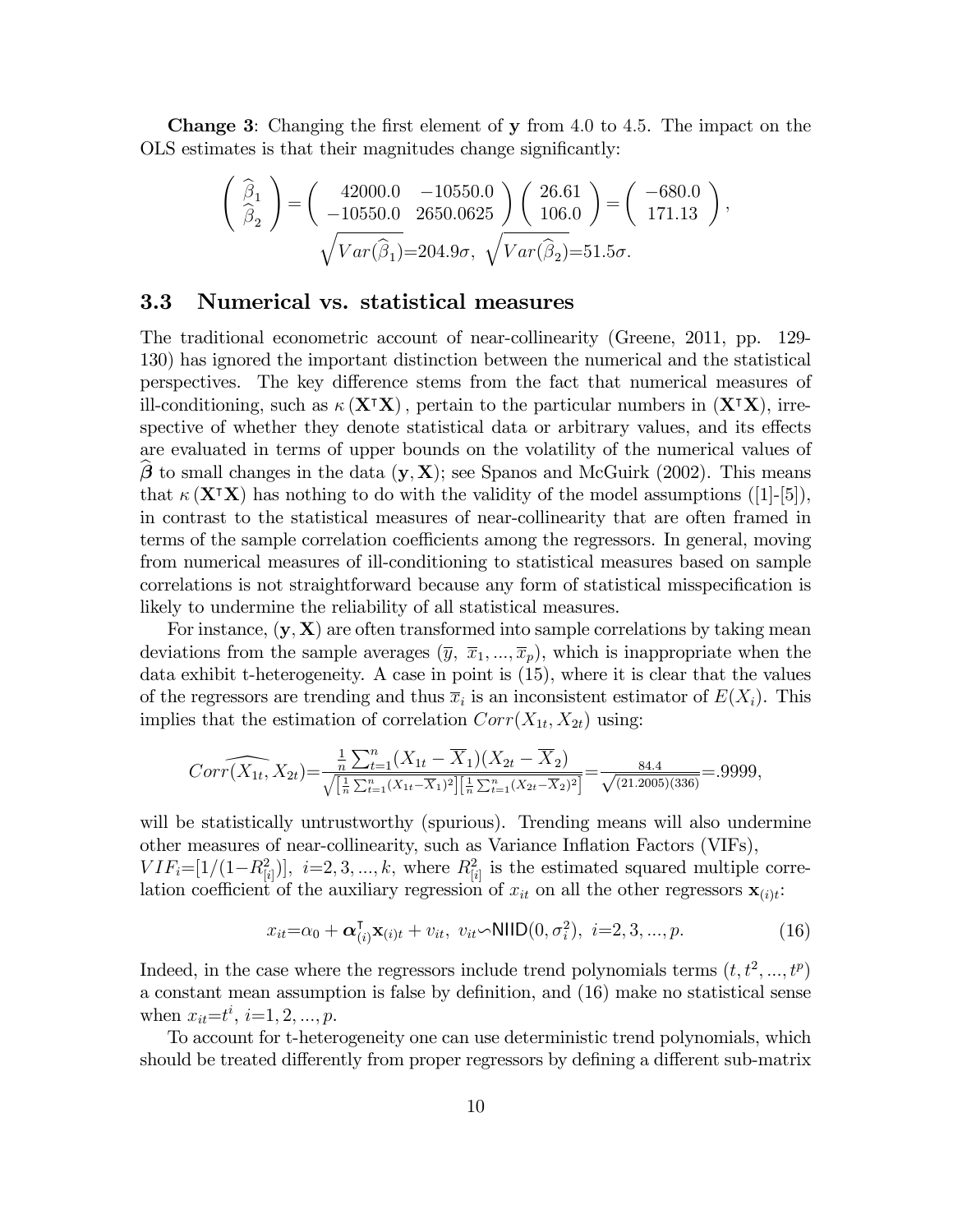**Change 3**: Changing the first element of $\mathbf{y}$ from 4.0 to 4.5. The impact on the OLS estimates is that their magnitudes change significantly:

$$\begin{pmatrix} \widehat{\beta}_1 \\ \widehat{\beta}_2 \end{pmatrix} = \begin{pmatrix} 42000.0 & -10550.0 \\ -10550.0 & 2650.0625 \end{pmatrix} \begin{pmatrix} 26.61 \\ 106.0 \end{pmatrix} = \begin{pmatrix} -680.0 \\ 171.13 \end{pmatrix},$$

$$\sqrt{Var(\widehat{\beta}_1)}=204.9\sigma,\ \sqrt{Var(\widehat{\beta}_2)}=51.5\sigma.$$

### 3.3 Numerical vs. statistical measures

The traditional econometric account of near-collinearity (Greene, 2011, pp. 129-130) has ignored the important distinction between the numerical and the statistical perspectives. The key difference stems from the fact that numerical measures of ill-conditioning, such as $\kappa(\mathbf{X}^{\intercal}\mathbf{X})$, pertain to the particular numbers in $(\mathbf{X}^{\intercal}\mathbf{X})$, irrespective of whether they denote statistical data or arbitrary values, and its effects are evaluated in terms of upper bounds on the volatility of the numerical values of $\widehat{\boldsymbol{\beta}}$ to small changes in the data $(\mathbf{y}, \mathbf{X})$; see Spanos and McGuirk (2002). This means that $\kappa(\mathbf{X}^{\intercal}\mathbf{X})$ has nothing to do with the validity of the model assumptions ([1]-[5]), in contrast to the statistical measures of near-collinearity that are often framed in terms of the sample correlation coefficients among the regressors. In general, moving from numerical measures of ill-conditioning to statistical measures based on sample correlations is not straightforward because any form of statistical misspecification is likely to undermine the reliability of all statistical measures.

For instance, $(\mathbf{y}, \mathbf{X})$ are often transformed into sample correlations by taking mean deviations from the sample averages $(\overline{y},\ \overline{x}_1, ..., \overline{x}_p)$, which is inappropriate when the data exhibit t-heterogeneity. A case in point is (15), where it is clear that the values of the regressors are trending and thus $\overline{x}_i$ is an inconsistent estimator of $E(X_i)$. This implies that the estimation of correlation $Corr(X_{1t}, X_{2t})$ using:

$$\widehat{Corr(X_{1t}, X_{2t})} = \frac{\frac{1}{n}\sum_{t=1}^{n}(X_{1t}-\overline{X}_1)(X_{2t}-\overline{X}_2)}{\sqrt{\left[\frac{1}{n}\sum_{t=1}^{n}(X_{1t}-\overline{X}_1)^2\right]\left[\frac{1}{n}\sum_{t=1}^{n}(X_{2t}-\overline{X}_2)^2\right]}} = \frac{84.4}{\sqrt{(21.2005)(336)}} = .9999,$$

will be statistically untrustworthy (spurious). Trending means will also undermine other measures of near-collinearity, such as Variance Inflation Factors (VIFs), $VIF_i = [1/(1-R_{[i]}^2)],\ i=2,3,...,k,$ where $R_{[i]}^2$ is the estimated squared multiple correlation coefficient of the auxiliary regression of $x_{it}$ on all the other regressors $\mathbf{x}_{(i)t}$:

$$x_{it} = \alpha_0 + \boldsymbol{\alpha}_{(i)}^{\intercal}\mathbf{x}_{(i)t} + v_{it},\ v_{it} \backsim \mathsf{NIID}(0, \sigma_i^2),\ i=2,3,...,p. \tag{16}$$

Indeed, in the case where the regressors include trend polynomials terms $(t, t^2, ..., t^p)$ a constant mean assumption is false by definition, and (16) make no statistical sense when $x_{it}=t^i,\ i=1,2,...,p.$

To account for t-heterogeneity one can use deterministic trend polynomials, which should be treated differently from proper regressors by defining a different sub-matrix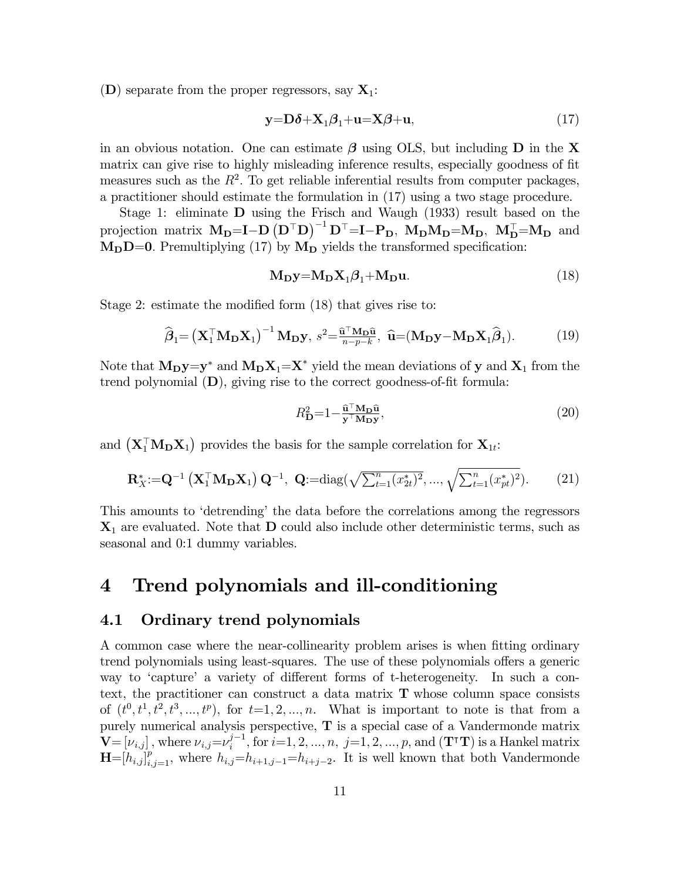($\mathbf{D}$) separate from the proper regressors, say $\mathbf{X}_1$:

$$\mathbf{y}{=}\mathbf{D}\boldsymbol{\delta}{+}\mathbf{X}_1\boldsymbol{\beta}_1{+}\mathbf{u}{=}\mathbf{X}\boldsymbol{\beta}{+}\mathbf{u}, \tag{17}$$

in an obvious notation. One can estimate $\boldsymbol{\beta}$ using OLS, but including $\mathbf{D}$ in the $\mathbf{X}$ matrix can give rise to highly misleading inference results, especially goodness of fit measures such as the $R^2$. To get reliable inferential results from computer packages, a practitioner should estimate the formulation in (17) using a two stage procedure.

Stage 1: eliminate $\mathbf{D}$ using the Frisch and Waugh (1933) result based on the projection matrix $\mathbf{M_D}{=}\mathbf{I}{-}\mathbf{D}\left(\mathbf{D}^{\top}\mathbf{D}\right)^{-1}\mathbf{D}^{\top}{=}\mathbf{I}{-}\mathbf{P_D}$, $\mathbf{M_D}\mathbf{M_D}{=}\mathbf{M_D}$, $\mathbf{M}_{\mathbf{D}}^{\top}{=}\mathbf{M_D}$ and $\mathbf{M_D}\mathbf{D}{=}\mathbf{0}$. Premultiplying (17) by $\mathbf{M_D}$ yields the transformed specification:

$$\mathbf{M_D}\mathbf{y}{=}\mathbf{M_D}\mathbf{X}_1\boldsymbol{\beta}_1{+}\mathbf{M_D}\mathbf{u}. \tag{18}$$

Stage 2: estimate the modified form (18) that gives rise to:

$$\widehat{\boldsymbol{\beta}}_1{=}\left(\mathbf{X}_1^{\top}\mathbf{M_D}\mathbf{X}_1\right)^{-1}\mathbf{M_D}\mathbf{y},\ s^2{=}\tfrac{\widehat{\mathbf{u}}^{\top}\mathbf{M_D}\widehat{\mathbf{u}}}{n-p-k},\ \widehat{\mathbf{u}}{=}(\mathbf{M_D}\mathbf{y}{-}\mathbf{M_D}\mathbf{X}_1\widehat{\boldsymbol{\beta}}_1). \tag{19}$$

Note that $\mathbf{M_D}\mathbf{y}{=}\mathbf{y}^*$ and $\mathbf{M_D}\mathbf{X}_1{=}\mathbf{X}^*$ yield the mean deviations of $\mathbf{y}$ and $\mathbf{X}_1$ from the trend polynomial ($\mathbf{D}$), giving rise to the correct goodness-of-fit formula:

$$R^2_{\mathbf{D}}{=}1{-}\tfrac{\widehat{\mathbf{u}}^{\top}\mathbf{M_D}\widehat{\mathbf{u}}}{\mathbf{y}^{\top}\mathbf{M_D}\mathbf{y}}, \tag{20}$$

and $\left(\mathbf{X}_1^{\top}\mathbf{M_D}\mathbf{X}_1\right)$ provides the basis for the sample correlation for $\mathbf{X}_{1t}$:

$$\mathbf{R}^*_X{:=}\mathbf{Q}^{-1}\left(\mathbf{X}_1^{\top}\mathbf{M_D}\mathbf{X}_1\right)\mathbf{Q}^{-1},\ \mathbf{Q}{:=}\text{diag}\left(\sqrt{\textstyle\sum_{t=1}^{n}(x^*_{2t})^2},...,\sqrt{\textstyle\sum_{t=1}^{n}(x^*_{pt})^2}\right). \tag{21}$$

This amounts to 'detrending' the data before the correlations among the regressors $\mathbf{X}_1$ are evaluated. Note that $\mathbf{D}$ could also include other deterministic terms, such as seasonal and 0:1 dummy variables.

# 4 Trend polynomials and ill-conditioning

## 4.1 Ordinary trend polynomials

A common case where the near-collinearity problem arises is when fitting ordinary trend polynomials using least-squares. The use of these polynomials offers a generic way to 'capture' a variety of different forms of t-heterogeneity. In such a context, the practitioner can construct a data matrix $\mathbf{T}$ whose column space consists of $(t^0, t^1, t^2, t^3, ..., t^p)$, for $t{=}1,2,...,n$. What is important to note is that from a purely numerical analysis perspective, $\mathbf{T}$ is a special case of a Vandermonde matrix $\mathbf{V}{=}[\nu_{i,j}]$, where $\nu_{i,j}{=}\nu_i^{j-1}$, for $i{=}1,2,...,n,\ j{=}1,2,...,p$, and $(\mathbf{T}^{\intercal}\mathbf{T})$ is a Hankel matrix $\mathbf{H}{=}[h_{i,j}]_{i,j=1}^{p}$, where $h_{i,j}{=}h_{i+1,j-1}{=}h_{i+j-2}$. It is well known that both Vandermonde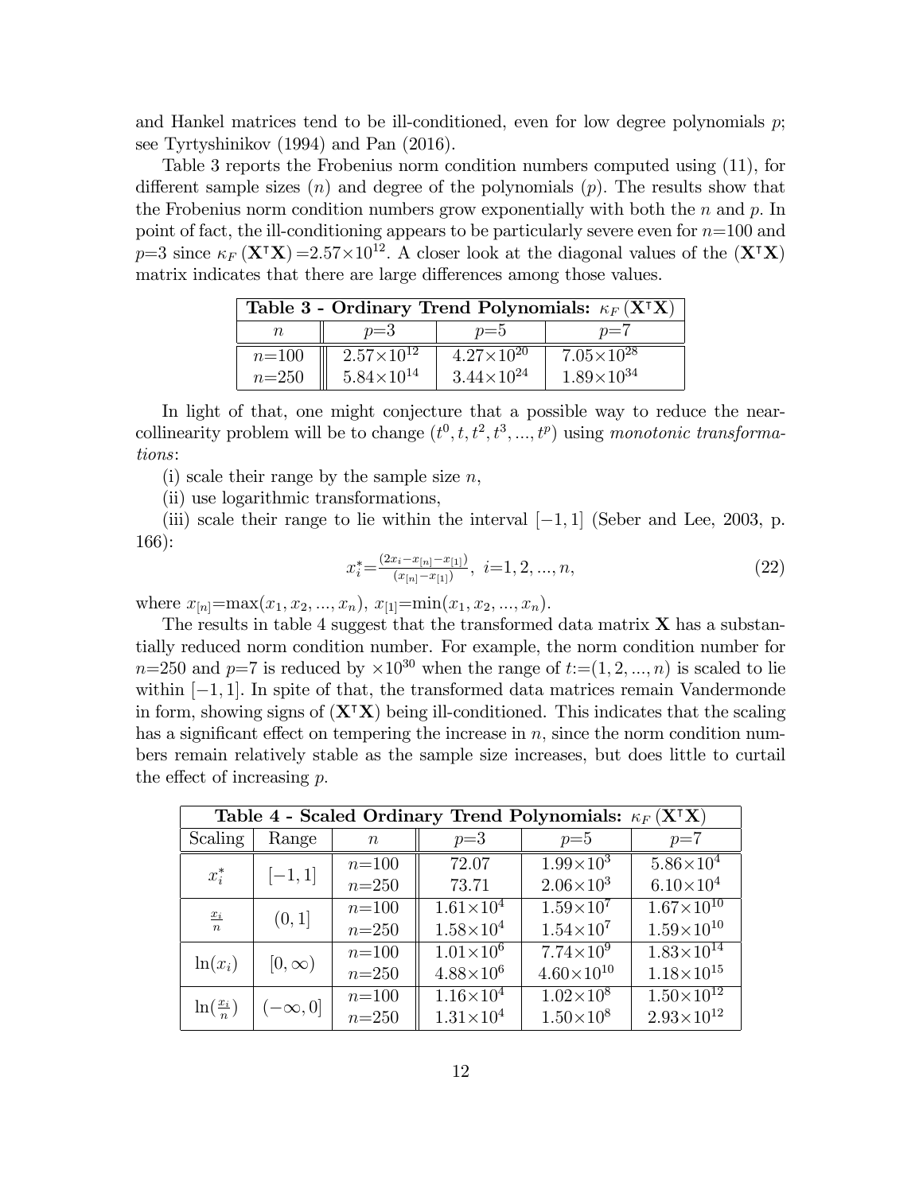and Hankel matrices tend to be ill-conditioned, even for low degree polynomials $p$; see Tyrtyshinikov (1994) and Pan (2016).

Table 3 reports the Frobenius norm condition numbers computed using (11), for different sample sizes ($n$) and degree of the polynomials ($p$). The results show that the Frobenius norm condition numbers grow exponentially with both the $n$ and $p$. In point of fact, the ill-conditioning appears to be particularly severe even for $n$=100 and $p$=3 since $\kappa_F(\mathbf{X}^\intercal\mathbf{X})$=$2.57\times10^{12}$. A closer look at the diagonal values of the $(\mathbf{X}^\intercal\mathbf{X})$ matrix indicates that there are large differences among those values.

| **Table 3 - Ordinary Trend Polynomials: $\kappa_F(\mathbf{X}^\intercal\mathbf{X})$** | | | |
|---|---|---|---|
| $n$ | $p$=3 | $p$=5 | $p$=7 |
| $n$=100 | $2.57\times10^{12}$ | $4.27\times10^{20}$ | $7.05\times10^{28}$ |
| $n$=250 | $5.84\times10^{14}$ | $3.44\times10^{24}$ | $1.89\times10^{34}$ |

In light of that, one might conjecture that a possible way to reduce the near-collinearity problem will be to change $(t^0, t, t^2, t^3, ..., t^p)$ using *monotonic transformations*:

(i) scale their range by the sample size $n$,

(ii) use logarithmic transformations,

(iii) scale their range to lie within the interval $[-1, 1]$ (Seber and Lee, 2003, p. 166):

$$x_i^* = \frac{(2x_i - x_{[n]} - x_{[1]})}{(x_{[n]} - x_{[1]})},\ i=1, 2, ..., n, \tag{22}$$

where $x_{[n]}$=max$(x_1, x_2, ..., x_n)$, $x_{[1]}$=min$(x_1, x_2, ..., x_n)$.

The results in table 4 suggest that the transformed data matrix $\mathbf{X}$ has a substantially reduced norm condition number. For example, the norm condition number for $n$=250 and $p$=7 is reduced by $\times10^{30}$ when the range of $t$:=$(1, 2, ..., n)$ is scaled to lie within $[-1, 1]$. In spite of that, the transformed data matrices remain Vandermonde in form, showing signs of $(\mathbf{X}^\intercal\mathbf{X})$ being ill-conditioned. This indicates that the scaling has a significant effect on tempering the increase in $n$, since the norm condition numbers remain relatively stable as the sample size increases, but does little to curtail the effect of increasing $p$.

| **Table 4 - Scaled Ordinary Trend Polynomials: $\kappa_F(\mathbf{X}^\intercal\mathbf{X})$** | | | | | |
|---|---|---|---|---|---|
| Scaling | Range | $n$ | $p$=3 | $p$=5 | $p$=7 |
| $x_i^*$ | $[-1, 1]$ | $n$=100 | 72.07 | $1.99\times10^{3}$ | $5.86\times10^{4}$ |
| | | $n$=250 | 73.71 | $2.06\times10^{3}$ | $6.10\times10^{4}$ |
| $\frac{x_i}{n}$ | $(0, 1]$ | $n$=100 | $1.61\times10^{4}$ | $1.59\times10^{7}$ | $1.67\times10^{10}$ |
| | | $n$=250 | $1.58\times10^{4}$ | $1.54\times10^{7}$ | $1.59\times10^{10}$ |
| $\ln(x_i)$ | $[0, \infty)$ | $n$=100 | $1.01\times10^{6}$ | $7.74\times10^{9}$ | $1.83\times10^{14}$ |
| | | $n$=250 | $4.88\times10^{6}$ | $4.60\times10^{10}$ | $1.18\times10^{15}$ |
| $\ln(\frac{x_i}{n})$ | $(-\infty, 0]$ | $n$=100 | $1.16\times10^{4}$ | $1.02\times10^{8}$ | $1.50\times10^{12}$ |
| | | $n$=250 | $1.31\times10^{4}$ | $1.50\times10^{8}$ | $2.93\times10^{12}$ |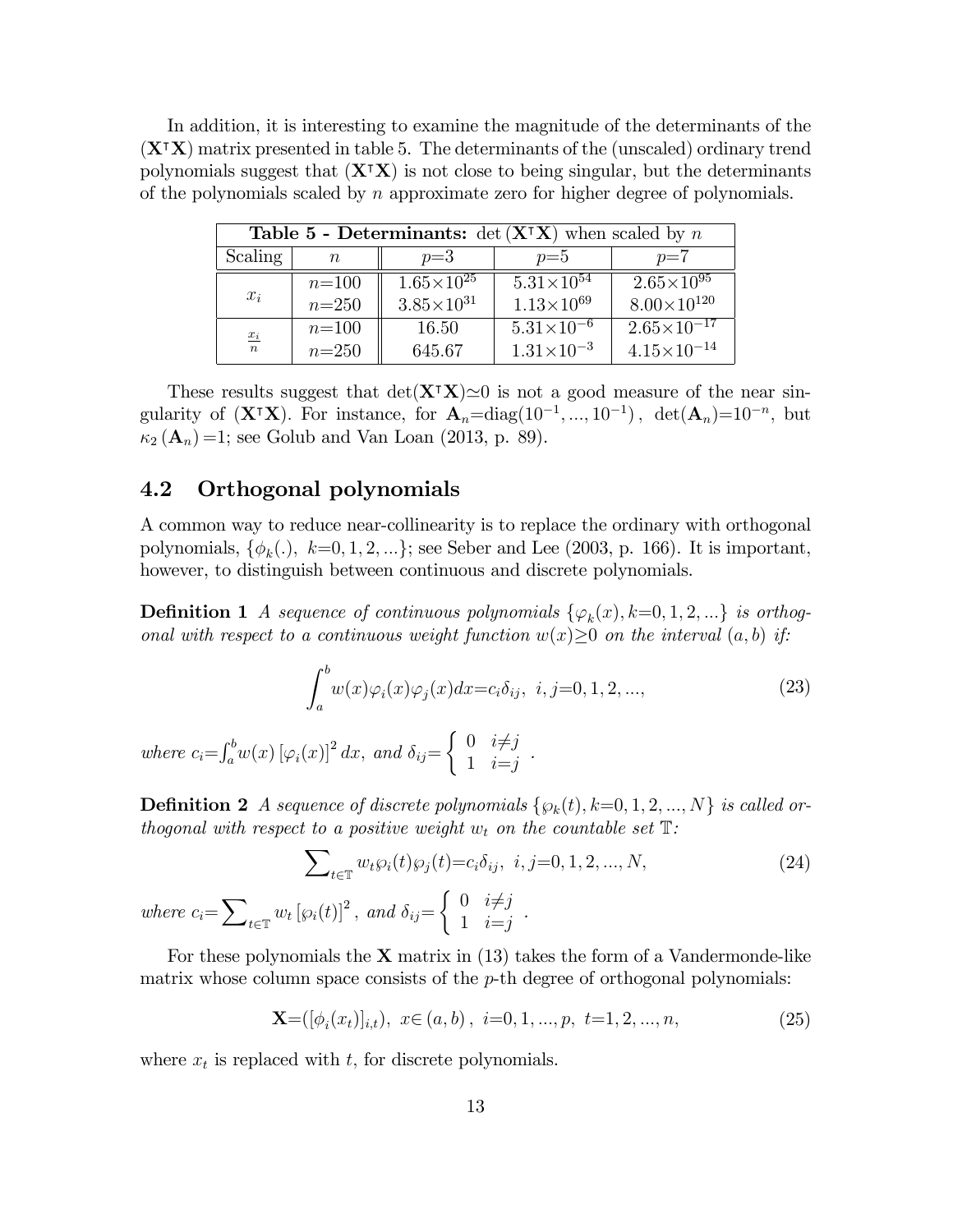In addition, it is interesting to examine the magnitude of the determinants of the $(\mathbf{X}^\intercal\mathbf{X})$ matrix presented in table 5. The determinants of the (unscaled) ordinary trend polynomials suggest that $(\mathbf{X}^\intercal\mathbf{X})$ is not close to being singular, but the determinants of the polynomials scaled by $n$ approximate zero for higher degree of polynomials.

| **Table 5 - Determinants:** $\det(\mathbf{X}^\intercal\mathbf{X})$ when scaled by $n$ | | | | |
|---|---|---|---|---|
| Scaling | $n$ | $p$=3 | $p$=5 | $p$=7 |
| $x_i$ | $n$=100 | $1.65{\times}10^{25}$ | $5.31{\times}10^{54}$ | $2.65{\times}10^{95}$ |
| | $n$=250 | $3.85{\times}10^{31}$ | $1.13{\times}10^{69}$ | $8.00{\times}10^{120}$ |
| $\frac{x_i}{n}$ | $n$=100 | 16.50 | $5.31{\times}10^{-6}$ | $2.65{\times}10^{-17}$ |
| | $n$=250 | 645.67 | $1.31{\times}10^{-3}$ | $4.15{\times}10^{-14}$ |

These results suggest that $\det(\mathbf{X}^\intercal\mathbf{X}){\simeq}0$ is not a good measure of the near singularity of $(\mathbf{X}^\intercal\mathbf{X})$. For instance, for $\mathbf{A}_n{=}\text{diag}(10^{-1},...,10^{-1})$, $\det(\mathbf{A}_n){=}10^{-n}$, but $\kappa_2(\mathbf{A}_n){=}1$; see Golub and Van Loan (2013, p. 89).

## 4.2 Orthogonal polynomials

A common way to reduce near-collinearity is to replace the ordinary with orthogonal polynomials, $\{\phi_k(.),\ k{=}0,1,2,...\}$; see Seber and Lee (2003, p. 166). It is important, however, to distinguish between continuous and discrete polynomials.

**Definition 1** *A sequence of continuous polynomials $\{\varphi_k(x), k{=}0,1,2,...\}$ is orthogonal with respect to a continuous weight function $w(x){\geq}0$ on the interval $(a,b)$ if:*

$$\int_a^b w(x)\varphi_i(x)\varphi_j(x)dx{=}c_i\delta_{ij},\ \ i,j{=}0,1,2,..., \tag{23}$$

*where $c_i{=}\int_a^b w(x)\left[\varphi_i(x)\right]^2 dx$, and $\delta_{ij}{=}\begin{cases} 0 & i{\neq}j \\ 1 & i{=}j \end{cases}$.*

**Definition 2** *A sequence of discrete polynomials $\{\wp_k(t), k{=}0,1,2,...,N\}$ is called orthogonal with respect to a positive weight $w_t$ on the countable set $\mathbb{T}$:*

$$\sum\nolimits_{t\in\mathbb{T}} w_t\wp_i(t)\wp_j(t){=}c_i\delta_{ij},\ \ i,j{=}0,1,2,...,N, \tag{24}$$

*where $c_i{=}\sum\nolimits_{t\in\mathbb{T}} w_t\left[\wp_i(t)\right]^2$, and $\delta_{ij}{=}\begin{cases} 0 & i{\neq}j \\ 1 & i{=}j \end{cases}$.*

For these polynomials the $\mathbf{X}$ matrix in (13) takes the form of a Vandermonde-like matrix whose column space consists of the $p$-th degree of orthogonal polynomials:

$$\mathbf{X}{=}([\phi_i(x_t)]_{i,t}),\ \ x{\in}(a,b),\ \ i{=}0,1,...,p,\ \ t{=}1,2,...,n, \tag{25}$$

where $x_t$ is replaced with $t$, for discrete polynomials.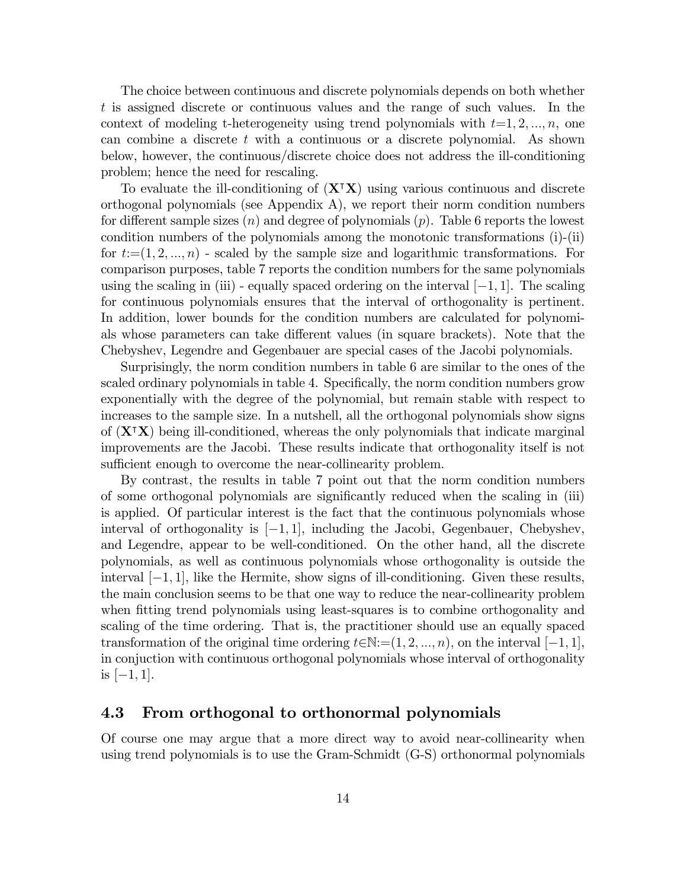The choice between continuous and discrete polynomials depends on both whether $t$ is assigned discrete or continuous values and the range of such values. In the context of modeling t-heterogeneity using trend polynomials with $t{=}1, 2, ..., n$, one can combine a discrete $t$ with a continuous or a discrete polynomial. As shown below, however, the continuous/discrete choice does not address the ill-conditioning problem; hence the need for rescaling.

To evaluate the ill-conditioning of $(\mathbf{X}^{\intercal}\mathbf{X})$ using various continuous and discrete orthogonal polynomials (see Appendix A), we report their norm condition numbers for different sample sizes ($n$) and degree of polynomials ($p$). Table 6 reports the lowest condition numbers of the polynomials among the monotonic transformations (i)-(ii) for $t{:=}(1, 2, ..., n)$ - scaled by the sample size and logarithmic transformations. For comparison purposes, table 7 reports the condition numbers for the same polynomials using the scaling in (iii) - equally spaced ordering on the interval $[-1, 1]$. The scaling for continuous polynomials ensures that the interval of orthogonality is pertinent. In addition, lower bounds for the condition numbers are calculated for polynomials whose parameters can take different values (in square brackets). Note that the Chebyshev, Legendre and Gegenbauer are special cases of the Jacobi polynomials.

Surprisingly, the norm condition numbers in table 6 are similar to the ones of the scaled ordinary polynomials in table 4. Specifically, the norm condition numbers grow exponentially with the degree of the polynomial, but remain stable with respect to increases to the sample size. In a nutshell, all the orthogonal polynomials show signs of $(\mathbf{X}^{\intercal}\mathbf{X})$ being ill-conditioned, whereas the only polynomials that indicate marginal improvements are the Jacobi. These results indicate that orthogonality itself is not sufficient enough to overcome the near-collinearity problem.

By contrast, the results in table 7 point out that the norm condition numbers of some orthogonal polynomials are significantly reduced when the scaling in (iii) is applied. Of particular interest is the fact that the continuous polynomials whose interval of orthogonality is $[-1, 1]$, including the Jacobi, Gegenbauer, Chebyshev, and Legendre, appear to be well-conditioned. On the other hand, all the discrete polynomials, as well as continuous polynomials whose orthogonality is outside the interval $[-1, 1]$, like the Hermite, show signs of ill-conditioning. Given these results, the main conclusion seems to be that one way to reduce the near-collinearity problem when fitting trend polynomials using least-squares is to combine orthogonality and scaling of the time ordering. That is, the practitioner should use an equally spaced transformation of the original time ordering $t{\in}\mathbb{N}{:=}(1, 2, ..., n)$, on the interval $[-1, 1]$, in conjuction with continuous orthogonal polynomials whose interval of orthogonality is $[-1, 1]$.

### 4.3 From orthogonal to orthonormal polynomials

Of course one may argue that a more direct way to avoid near-collinearity when using trend polynomials is to use the Gram-Schmidt (G-S) orthonormal polynomials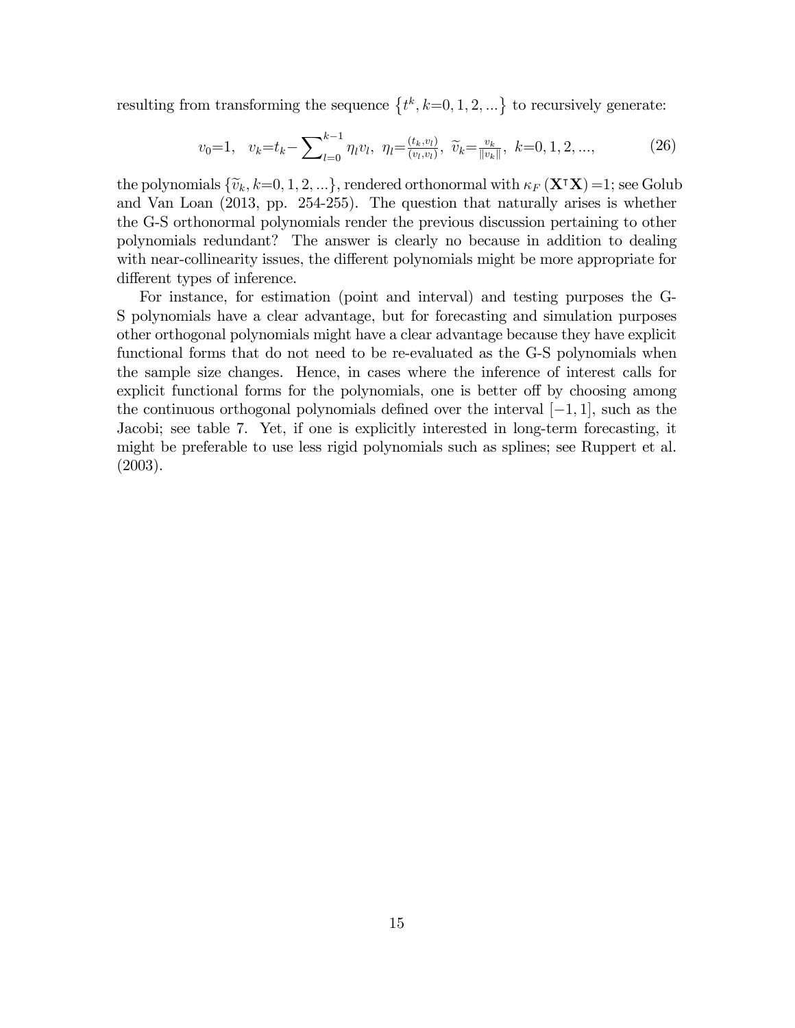resulting from transforming the sequence $\{t^k, k{=}0, 1, 2, ...\}$ to recursively generate:

$$v_0{=}1, \quad v_k{=}t_k - \sum_{l=0}^{k-1} \eta_l v_l, \;\; \eta_l{=}\tfrac{(t_k, v_l)}{(v_l, v_l)}, \;\; \widetilde{v}_k{=}\tfrac{v_k}{\|v_k\|}, \;\; k{=}0, 1, 2, ..., \tag{26}$$

the polynomials $\{\widetilde{v}_k, k{=}0, 1, 2, ...\}$, rendered orthonormal with $\kappa_F(\mathbf{X}^\intercal\mathbf{X}){=}1$; see Golub and Van Loan (2013, pp. 254-255). The question that naturally arises is whether the G-S orthonormal polynomials render the previous discussion pertaining to other polynomials redundant? The answer is clearly no because in addition to dealing with near-collinearity issues, the different polynomials might be more appropriate for different types of inference.

For instance, for estimation (point and interval) and testing purposes the G-S polynomials have a clear advantage, but for forecasting and simulation purposes other orthogonal polynomials might have a clear advantage because they have explicit functional forms that do not need to be re-evaluated as the G-S polynomials when the sample size changes. Hence, in cases where the inference of interest calls for explicit functional forms for the polynomials, one is better off by choosing among the continuous orthogonal polynomials defined over the interval $[-1, 1]$, such as the Jacobi; see table 7. Yet, if one is explicitly interested in long-term forecasting, it might be preferable to use less rigid polynomials such as splines; see Ruppert et al. (2003).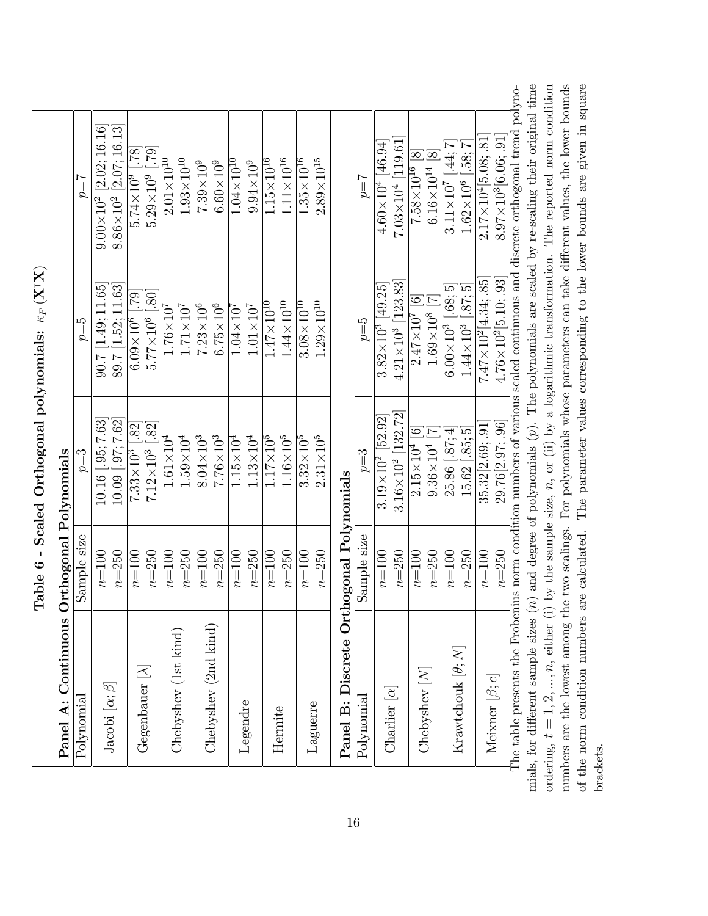**Table 6 - Scaled Orthogonal polynomials: $\kappa_F(\mathbf{X}^\intercal\mathbf{X})$**

**Panel A: Continuous Orthogonal Polynomials**

| Polynomial | Sample size | $p$=3 | $p$=5 | $p$=7 |
|---|---|---|---|---|
| Jacobi $[\alpha;\beta]$ | $n$=100 | 10.16 [.95; 7.63] | 90.7 [1.49; 11.65] | $9.00\times10^2$ [2.02; 16.16] |
| | $n$=250 | 10.09 [.97; 7.62] | 89.7 [1.52; 11.63] | $8.86\times10^2$ [2.07; 16.13] |
| Gegenbauer $[\lambda]$ | $n$=100 | $7.33\times10^3$ [.82] | $6.09\times10^6$ [.79] | $5.74\times10^9$ [.78] |
| | $n$=250 | $7.12\times10^3$ [.82] | $5.77\times10^6$ [.80] | $5.29\times10^9$ [.79] |
| Chebyshev (1st kind) | $n$=100 | $1.61\times10^4$ | $1.76\times10^7$ | $2.01\times10^{10}$ |
| | $n$=250 | $1.59\times10^4$ | $1.71\times10^7$ | $1.93\times10^{10}$ |
| Chebyshev (2nd kind) | $n$=100 | $8.04\times10^3$ | $7.23\times10^6$ | $7.39\times10^9$ |
| | $n$=250 | $7.76\times10^3$ | $6.75\times10^6$ | $6.60\times10^9$ |
| Legendre | $n$=100 | $1.15\times10^4$ | $1.04\times10^7$ | $1.04\times10^{10}$ |
| | $n$=250 | $1.13\times10^4$ | $1.01\times10^7$ | $9.94\times10^9$ |
| Hermite | $n$=100 | $1.17\times10^5$ | $1.47\times10^{10}$ | $1.15\times10^{16}$ |
| | $n$=250 | $1.16\times10^5$ | $1.44\times10^{10}$ | $1.11\times10^{16}$ |
| Laguerre | $n$=100 | $3.32\times10^5$ | $3.08\times10^{10}$ | $1.35\times10^{16}$ |
| | $n$=250 | $2.31\times10^5$ | $1.29\times10^{10}$ | $2.89\times10^{15}$ |

**Panel B: Discrete Orthogonal Polynomials**

| Polynomial | Sample size | $p$=3 | $p$=5 | $p$=7 |
|---|---|---|---|---|
| Charlier $[\alpha]$ | $n$=100 | $3.19\times10^2$ [52.92] | $3.82\times10^3$ [49.25] | $4.60\times10^4$ [46.94] |
| | $n$=250 | $3.16\times10^2$ [132.72] | $4.21\times10^3$ [123.83] | $7.03\times10^4$ [119.61] |
| Chebyshev $[N]$ | $n$=100 | $2.15\times10^4$ [6] | $2.47\times10^7$ [6] | $7.58\times10^{16}$ [8] |
| | $n$=250 | $9.36\times10^4$ [7] | $1.69\times10^8$ [7] | $6.16\times10^{14}$ [8] |
| Krawtchouk $[\theta;N]$ | $n$=100 | 25.86 [.87; 4] | $6.00\times10^3$ [.68; 5] | $3.11\times10^7$ [.44; 7] |
| | $n$=250 | 15.62 [.85; 5] | $1.44\times10^3$ [.87; 5] | $1.62\times10^6$ [.58; 7] |
| Meixner $[\beta;c]$ | $n$=100 | 35.32 [2.69; .91] | $7.47\times10^2$ [4.34; .85] | $2.17\times10^4$ [5.08; .81] |
| | $n$=250 | 29.76 [2.97; .96] | $4.76\times10^2$ [5.10; .93] | $8.97\times10^3$ [6.06; .91] |

The table presents the Frobenius norm condition numbers of various scaled continuous and discrete orthogonal trend polynomials, for different sample sizes ($n$) and degree of polynomials ($p$). The polynomials are scaled by re-scaling their original time ordering, $t = 1, 2, ..., n$, either (i) by the sample size, $n$, or (ii) by a logarithmic transformation. The reported norm condition numbers are the lowest among the two scalings. For polynomials whose parameters can take different values, the lower bounds of the norm condition numbers are calculated. The parameter values corresponding to the lower bounds are given in square brackets.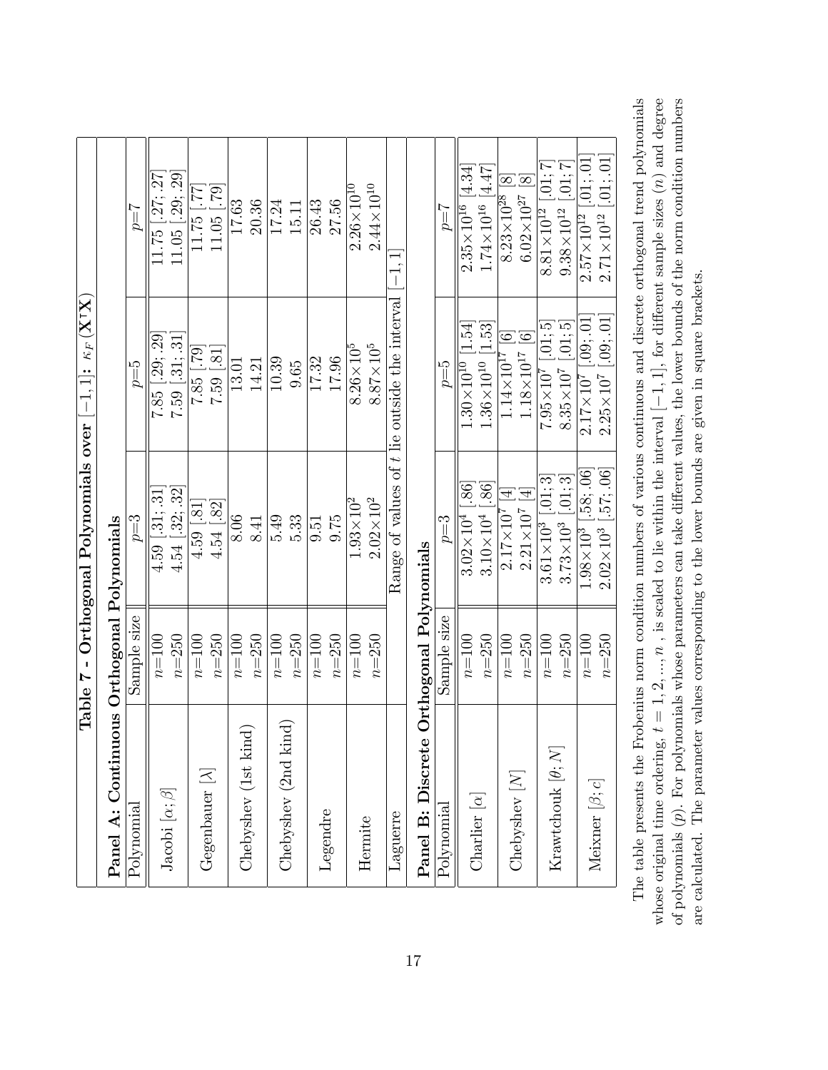**Table 7 - Orthogonal Polynomials over $[-1,1]$: $\kappa_F(\mathbf{X}^\intercal\mathbf{X})$**

| Polynomial | Sample size | $p$=3 | $p$=5 | $p$=7 |
|---|---|---|---|---|
| **Panel A: Continuous Orthogonal Polynomials** | | | | |
| Jacobi $[\alpha;\beta]$ | $n$=100 | 4.59 [.31; .31] | 7.85 [.29; .29] | 11.75 [.27; .27] |
| | $n$=250 | 4.54 [.32; .32] | 7.59 [.31; .31] | 11.05 [.29; .29] |
| Gegenbauer $[\lambda]$ | $n$=100 | 4.59 [.81] | 7.85 [.79] | 11.75 [.77] |
| | $n$=250 | 4.54 [.82] | 7.59 [.81] | 11.05 [.79] |
| Chebyshev (1st kind) | $n$=100 | 8.06 | 13.01 | 17.63 |
| | $n$=250 | 8.41 | 14.21 | 20.36 |
| Chebyshev (2nd kind) | $n$=100 | 5.49 | 10.39 | 17.24 |
| | $n$=250 | 5.33 | 9.65 | 15.11 |
| Legendre | $n$=100 | 9.51 | 17.32 | 26.43 |
| | $n$=250 | 9.75 | 17.96 | 27.56 |
| Hermite | $n$=100 | $1.93\times10^{2}$ | $8.26\times10^{5}$ | $2.26\times10^{10}$ |
| | $n$=250 | $2.02\times10^{2}$ | $8.87\times10^{5}$ | $2.44\times10^{10}$ |
| Laguerre | | Range of values of $t$ lie outside the interval $[-1,1]$ | | |
| **Panel B: Discrete Orthogonal Polynomials** | | | | |
| Polynomial | Sample size | $p$=3 | $p$=5 | $p$=7 |
| Charlier $[\alpha]$ | $n$=100 | $3.02\times10^{4}$ [.86] | $1.30\times10^{10}$ [1.54] | $2.35\times10^{16}$ [4.34] |
| | $n$=250 | $3.10\times10^{4}$ [.86] | $1.36\times10^{10}$ [1.53] | $1.74\times10^{16}$ [4.47] |
| Chebyshev $[N]$ | $n$=100 | $2.17\times10^{7}$ [4] | $1.14\times10^{17}$ [6] | $8.23\times10^{28}$ [8] |
| | $n$=250 | $2.21\times10^{7}$ [4] | $1.18\times10^{17}$ [6] | $6.02\times10^{27}$ [8] |
| Krawtchouk $[\theta;N]$ | $n$=100 | $3.61\times10^{3}$ [.01; 3] | $7.95\times10^{7}$ [.01; 5] | $8.81\times10^{12}$ [.01; 7] |
| | $n$=250 | $3.73\times10^{3}$ [.01; 3] | $8.35\times10^{7}$ [.01; 5] | $9.38\times10^{12}$ [.01; 7] |
| Meixner $[\beta;c]$ | $n$=100 | $1.98\times10^{3}$ [.58; .06] | $2.17\times10^{7}$ [.09; .01] | $2.57\times10^{12}$ [.01; .01] |
| | $n$=250 | $2.02\times10^{3}$ [.57; .06] | $2.25\times10^{7}$ [.09; .01] | $2.71\times10^{12}$ [.01; .01] |

The table presents the Frobenius norm condition numbers of various continuous and discrete orthogonal trend polynomials whose original time ordering, $t = 1, 2, ..., n$, is scaled to lie within the interval $[-1, 1]$, for different sample sizes ($n$) and degree of polynomials ($p$). For polynomials whose parameters can take different values, the lower bounds of the norm condition numbers are calculated. The parameter values corresponding to the lower bounds are given in square brackets.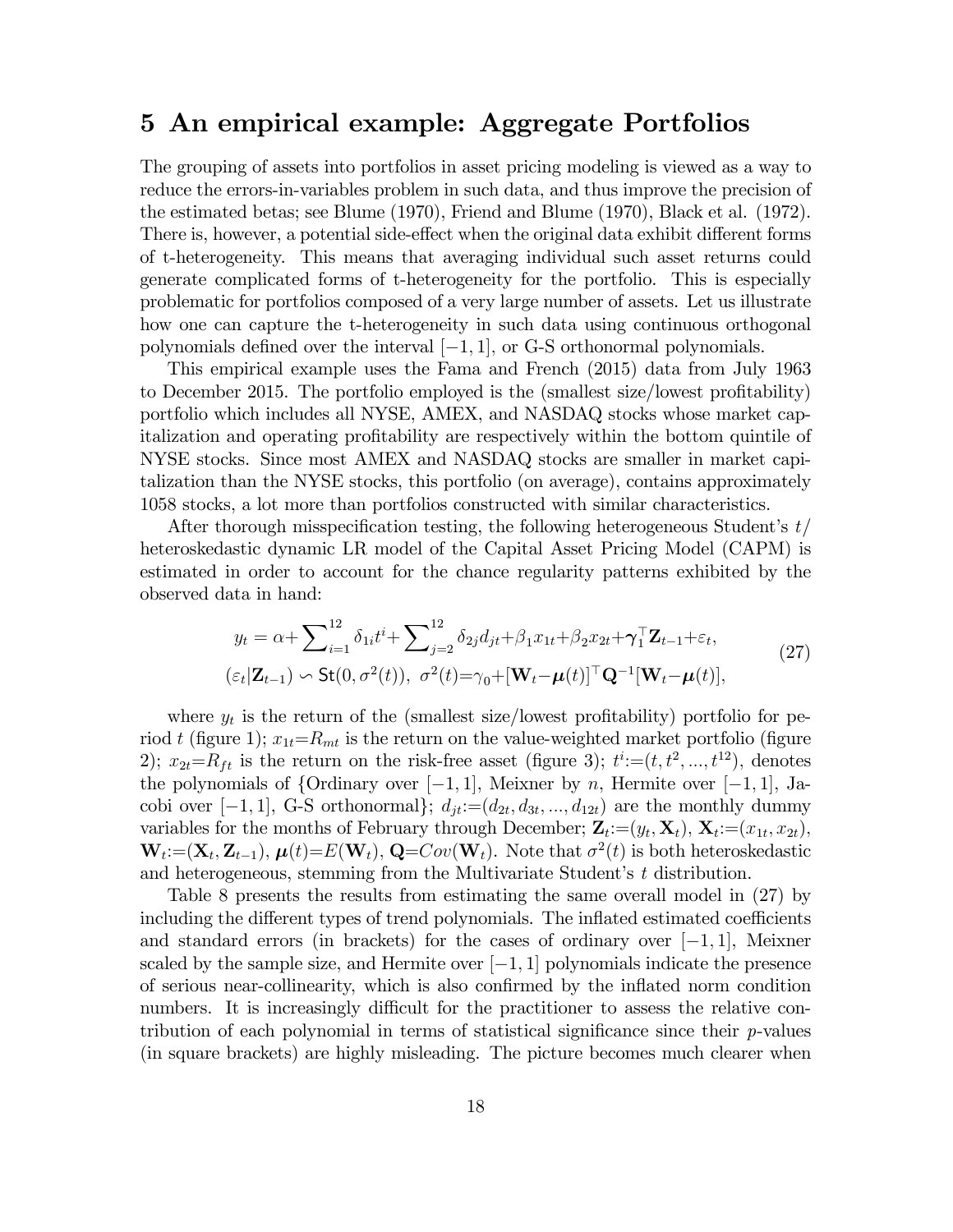## 5 An empirical example: Aggregate Portfolios

The grouping of assets into portfolios in asset pricing modeling is viewed as a way to reduce the errors-in-variables problem in such data, and thus improve the precision of the estimated betas; see Blume (1970), Friend and Blume (1970), Black et al. (1972). There is, however, a potential side-effect when the original data exhibit different forms of t-heterogeneity. This means that averaging individual such asset returns could generate complicated forms of t-heterogeneity for the portfolio. This is especially problematic for portfolios composed of a very large number of assets. Let us illustrate how one can capture the t-heterogeneity in such data using continuous orthogonal polynomials defined over the interval $[-1, 1]$, or G-S orthonormal polynomials.

This empirical example uses the Fama and French (2015) data from July 1963 to December 2015. The portfolio employed is the (smallest size/lowest profitability) portfolio which includes all NYSE, AMEX, and NASDAQ stocks whose market capitalization and operating profitability are respectively within the bottom quintile of NYSE stocks. Since most AMEX and NASDAQ stocks are smaller in market capitalization than the NYSE stocks, this portfolio (on average), contains approximately 1058 stocks, a lot more than portfolios constructed with similar characteristics.

After thorough misspecification testing, the following heterogeneous Student's $t$/ heteroskedastic dynamic LR model of the Capital Asset Pricing Model (CAPM) is estimated in order to account for the chance regularity patterns exhibited by the observed data in hand:

$$
\begin{gathered}
y_t = \alpha + \sum\nolimits_{i=1}^{12} \delta_{1i} t^i + \sum\nolimits_{j=2}^{12} \delta_{2j} d_{jt} + \beta_1 x_{1t} + \beta_2 x_{2t} + \boldsymbol{\gamma}_1^\top \mathbf{Z}_{t-1} + \varepsilon_t, \\
(\varepsilon_t | \mathbf{Z}_{t-1}) \backsim \mathsf{St}(0, \sigma^2(t)),\ \sigma^2(t) = \gamma_0 + [\mathbf{W}_t - \boldsymbol{\mu}(t)]^\top \mathbf{Q}^{-1} [\mathbf{W}_t - \boldsymbol{\mu}(t)],
\end{gathered} \tag{27}
$$

where $y_t$ is the return of the (smallest size/lowest profitability) portfolio for period $t$ (figure 1); $x_{1t} = R_{mt}$ is the return on the value-weighted market portfolio (figure 2); $x_{2t} = R_{ft}$ is the return on the risk-free asset (figure 3); $t^i := (t, t^2, ..., t^{12})$, denotes the polynomials of {Ordinary over $[-1, 1]$, Meixner by $n$, Hermite over $[-1, 1]$, Jacobi over $[-1, 1]$, G-S orthonormal}; $d_{jt} := (d_{2t}, d_{3t}, ..., d_{12t})$ are the monthly dummy variables for the months of February through December; $\mathbf{Z}_t := (y_t, \mathbf{X}_t)$, $\mathbf{X}_t := (x_{1t}, x_{2t})$, $\mathbf{W}_t := (\mathbf{X}_t, \mathbf{Z}_{t-1})$, $\boldsymbol{\mu}(t) = E(\mathbf{W}_t)$, $\mathbf{Q} = Cov(\mathbf{W}_t)$. Note that $\sigma^2(t)$ is both heteroskedastic and heterogeneous, stemming from the Multivariate Student's $t$ distribution.

Table 8 presents the results from estimating the same overall model in (27) by including the different types of trend polynomials. The inflated estimated coefficients and standard errors (in brackets) for the cases of ordinary over $[-1, 1]$, Meixner scaled by the sample size, and Hermite over $[-1, 1]$ polynomials indicate the presence of serious near-collinearity, which is also confirmed by the inflated norm condition numbers. It is increasingly difficult for the practitioner to assess the relative contribution of each polynomial in terms of statistical significance since their $p$-values (in square brackets) are highly misleading. The picture becomes much clearer when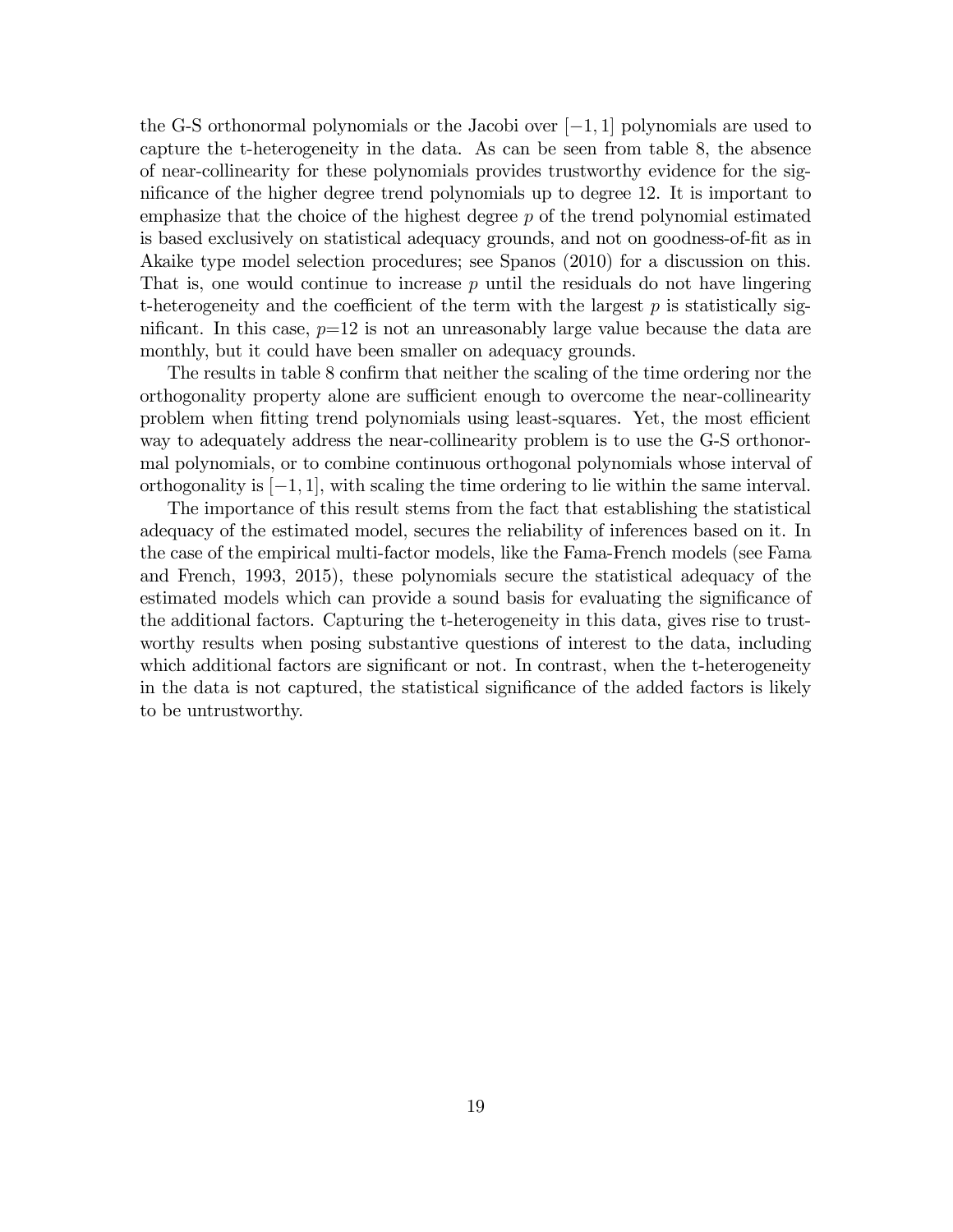the G-S orthonormal polynomials or the Jacobi over $[-1, 1]$ polynomials are used to capture the t-heterogeneity in the data. As can be seen from table 8, the absence of near-collinearity for these polynomials provides trustworthy evidence for the significance of the higher degree trend polynomials up to degree 12. It is important to emphasize that the choice of the highest degree $p$ of the trend polynomial estimated is based exclusively on statistical adequacy grounds, and not on goodness-of-fit as in Akaike type model selection procedures; see Spanos (2010) for a discussion on this. That is, one would continue to increase $p$ until the residuals do not have lingering t-heterogeneity and the coefficient of the term with the largest $p$ is statistically significant. In this case, $p$=12 is not an unreasonably large value because the data are monthly, but it could have been smaller on adequacy grounds.

The results in table 8 confirm that neither the scaling of the time ordering nor the orthogonality property alone are sufficient enough to overcome the near-collinearity problem when fitting trend polynomials using least-squares. Yet, the most efficient way to adequately address the near-collinearity problem is to use the G-S orthonormal polynomials, or to combine continuous orthogonal polynomials whose interval of orthogonality is $[-1, 1]$, with scaling the time ordering to lie within the same interval.

The importance of this result stems from the fact that establishing the statistical adequacy of the estimated model, secures the reliability of inferences based on it. In the case of the empirical multi-factor models, like the Fama-French models (see Fama and French, 1993, 2015), these polynomials secure the statistical adequacy of the estimated models which can provide a sound basis for evaluating the significance of the additional factors. Capturing the t-heterogeneity in this data, gives rise to trustworthy results when posing substantive questions of interest to the data, including which additional factors are significant or not. In contrast, when the t-heterogeneity in the data is not captured, the statistical significance of the added factors is likely to be untrustworthy.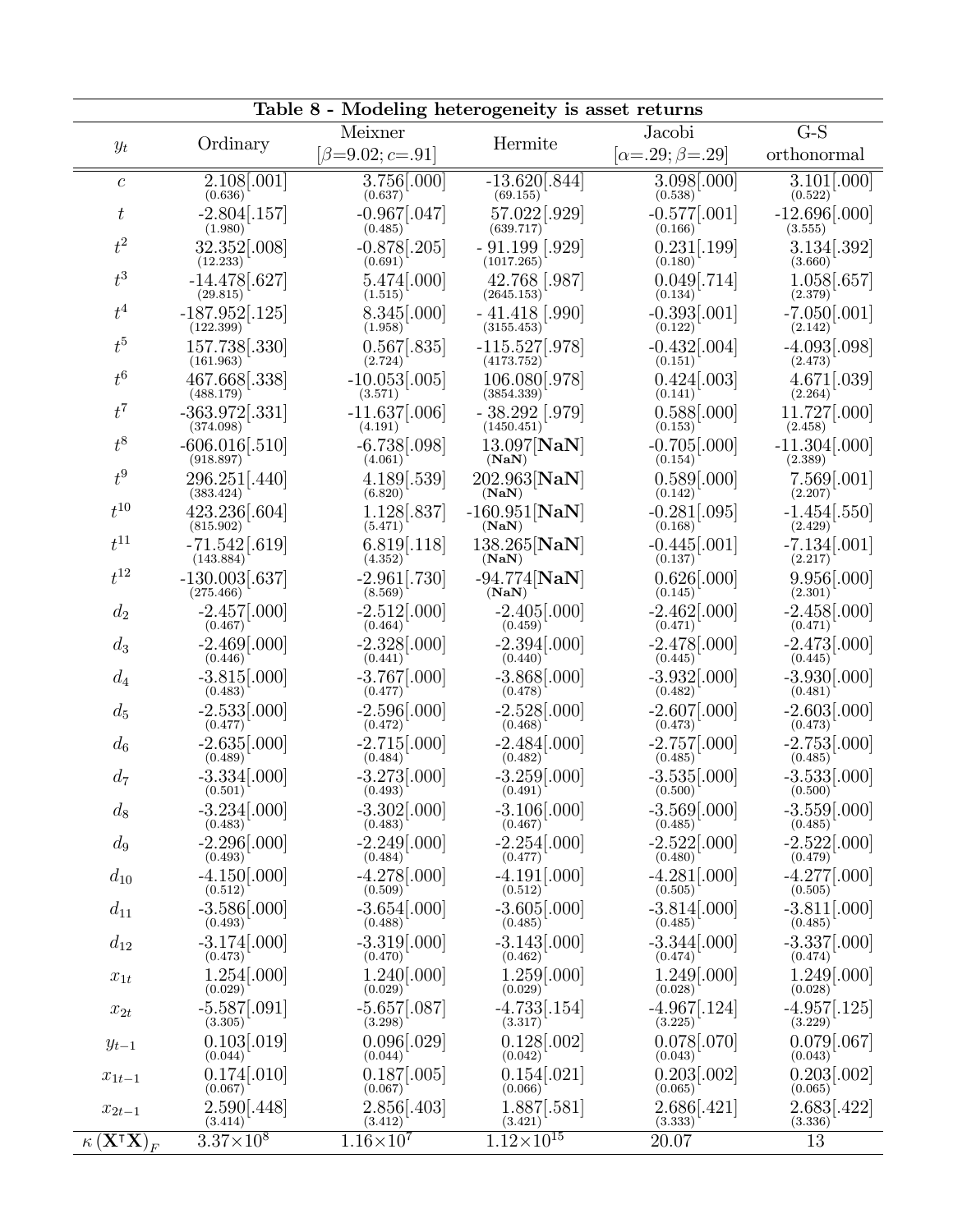**Table 8 - Modeling heterogeneity is asset returns**

| $y_t$ | Ordinary | Meixner $[\beta{=}9.02; c{=}.91]$ | Hermite | Jacobi $[\alpha{=}.29; \beta{=}.29]$ | G-S orthonormal |
|---|---|---|---|---|---|
| $c$ | 2.108[.001] (0.636) | 3.756[.000] (0.637) | -13.620[.844] (69.155) | 3.098[.000] (0.538) | 3.101[.000] (0.522) |
| $t$ | -2.804[.157] (1.980) | -0.967[.047] (0.485) | 57.022[.929] (639.717) | -0.577[.001] (0.166) | -12.696[.000] (3.555) |
| $t^2$ | 32.352[.008] (12.233) | -0.878[.205] (0.691) | - 91.199 [.929] (1017.265) | 0.231[.199] (0.180) | 3.134[.392] (3.660) |
| $t^3$ | -14.478[.627] (29.815) | 5.474[.000] (1.515) | 42.768 [.987] (2645.153) | 0.049[.714] (0.134) | 1.058[.657] (2.379) |
| $t^4$ | -187.952[.125] (122.399) | 8.345[.000] (1.958) | - 41.418 [.990] (3155.453) | -0.393[.001] (0.122) | -7.050[.001] (2.142) |
| $t^5$ | 157.738[.330] (161.963) | 0.567[.835] (2.724) | -115.527[.978] (4173.752) | -0.432[.004] (0.151) | -4.093[.098] (2.473) |
| $t^6$ | 467.668[.338] (488.179) | -10.053[.005] (3.571) | 106.080[.978] (3854.339) | 0.424[.003] (0.141) | 4.671[.039] (2.264) |
| $t^7$ | -363.972[.331] (374.098) | -11.637[.006] (4.191) | - 38.292 [.979] (1450.451) | 0.588[.000] (0.153) | 11.727[.000] (2.458) |
| $t^8$ | -606.016[.510] (918.897) | -6.738[.098] (4.061) | 13.097[**NaN**] (**NaN**) | -0.705[.000] (0.154) | -11.304[.000] (2.389) |
| $t^9$ | 296.251[.440] (383.424) | 4.189[.539] (6.820) | 202.963[**NaN**] (**NaN**) | 0.589[.000] (0.142) | 7.569[.001] (2.207) |
| $t^{10}$ | 423.236[.604] (815.902) | 1.128[.837] (5.471) | -160.951[**NaN**] (**NaN**) | -0.281[.095] (0.168) | -1.454[.550] (2.429) |
| $t^{11}$ | -71.542[.619] (143.884) | 6.819[.118] (4.352) | 138.265[**NaN**] (**NaN**) | -0.445[.001] (0.137) | -7.134[.001] (2.217) |
| $t^{12}$ | -130.003[.637] (275.466) | -2.961[.730] (8.569) | -94.774[**NaN**] (**NaN**) | 0.626[.000] (0.145) | 9.956[.000] (2.301) |
| $d_2$ | -2.457[.000] (0.467) | -2.512[.000] (0.464) | -2.405[.000] (0.459) | -2.462[.000] (0.471) | -2.458[.000] (0.471) |
| $d_3$ | -2.469[.000] (0.446) | -2.328[.000] (0.441) | -2.394[.000] (0.440) | -2.478[.000] (0.445) | -2.473[.000] (0.445) |
| $d_4$ | -3.815[.000] (0.483) | -3.767[.000] (0.477) | -3.868[.000] (0.478) | -3.932[.000] (0.482) | -3.930[.000] (0.481) |
| $d_5$ | -2.533[.000] (0.477) | -2.596[.000] (0.472) | -2.528[.000] (0.468) | -2.607[.000] (0.473) | -2.603[.000] (0.473) |
| $d_6$ | -2.635[.000] (0.489) | -2.715[.000] (0.484) | -2.484[.000] (0.482) | -2.757[.000] (0.485) | -2.753[.000] (0.485) |
| $d_7$ | -3.334[.000] (0.501) | -3.273[.000] (0.493) | -3.259[.000] (0.491) | -3.535[.000] (0.500) | -3.533[.000] (0.500) |
| $d_8$ | -3.234[.000] (0.483) | -3.302[.000] (0.483) | -3.106[.000] (0.467) | -3.569[.000] (0.485) | -3.559[.000] (0.485) |
| $d_9$ | -2.296[.000] (0.493) | -2.249[.000] (0.484) | -2.254[.000] (0.477) | -2.522[.000] (0.480) | -2.522[.000] (0.479) |
| $d_{10}$ | -4.150[.000] (0.512) | -4.278[.000] (0.509) | -4.191[.000] (0.512) | -4.281[.000] (0.505) | -4.277[.000] (0.505) |
| $d_{11}$ | -3.586[.000] (0.493) | -3.654[.000] (0.488) | -3.605[.000] (0.485) | -3.814[.000] (0.485) | -3.811[.000] (0.485) |
| $d_{12}$ | -3.174[.000] (0.473) | -3.319[.000] (0.470) | -3.143[.000] (0.462) | -3.344[.000] (0.474) | -3.337[.000] (0.474) |
| $x_{1t}$ | 1.254[.000] (0.029) | 1.240[.000] (0.029) | 1.259[.000] (0.029) | 1.249[.000] (0.028) | 1.249[.000] (0.028) |
| $x_{2t}$ | -5.587[.091] (3.305) | -5.657[.087] (3.298) | -4.733[.154] (3.317) | -4.967[.124] (3.225) | -4.957[.125] (3.229) |
| $y_{t-1}$ | 0.103[.019] (0.044) | 0.096[.029] (0.044) | 0.128[.002] (0.042) | 0.078[.070] (0.043) | 0.079[.067] (0.043) |
| $x_{1t-1}$ | 0.174[.010] (0.067) | 0.187[.005] (0.067) | 0.154[.021] (0.066) | 0.203[.002] (0.065) | 0.203[.002] (0.065) |
| $x_{2t-1}$ | 2.590[.448] (3.414) | 2.856[.403] (3.412) | 1.887[.581] (3.421) | 2.686[.421] (3.333) | 2.683[.422] (3.336) |
| $\kappa\left(\mathbf{X}^{\intercal}\mathbf{X}\right)_F$ | $3.37{\times}10^{8}$ | $1.16{\times}10^{7}$ | $1.12{\times}10^{15}$ | 20.07 | 13 |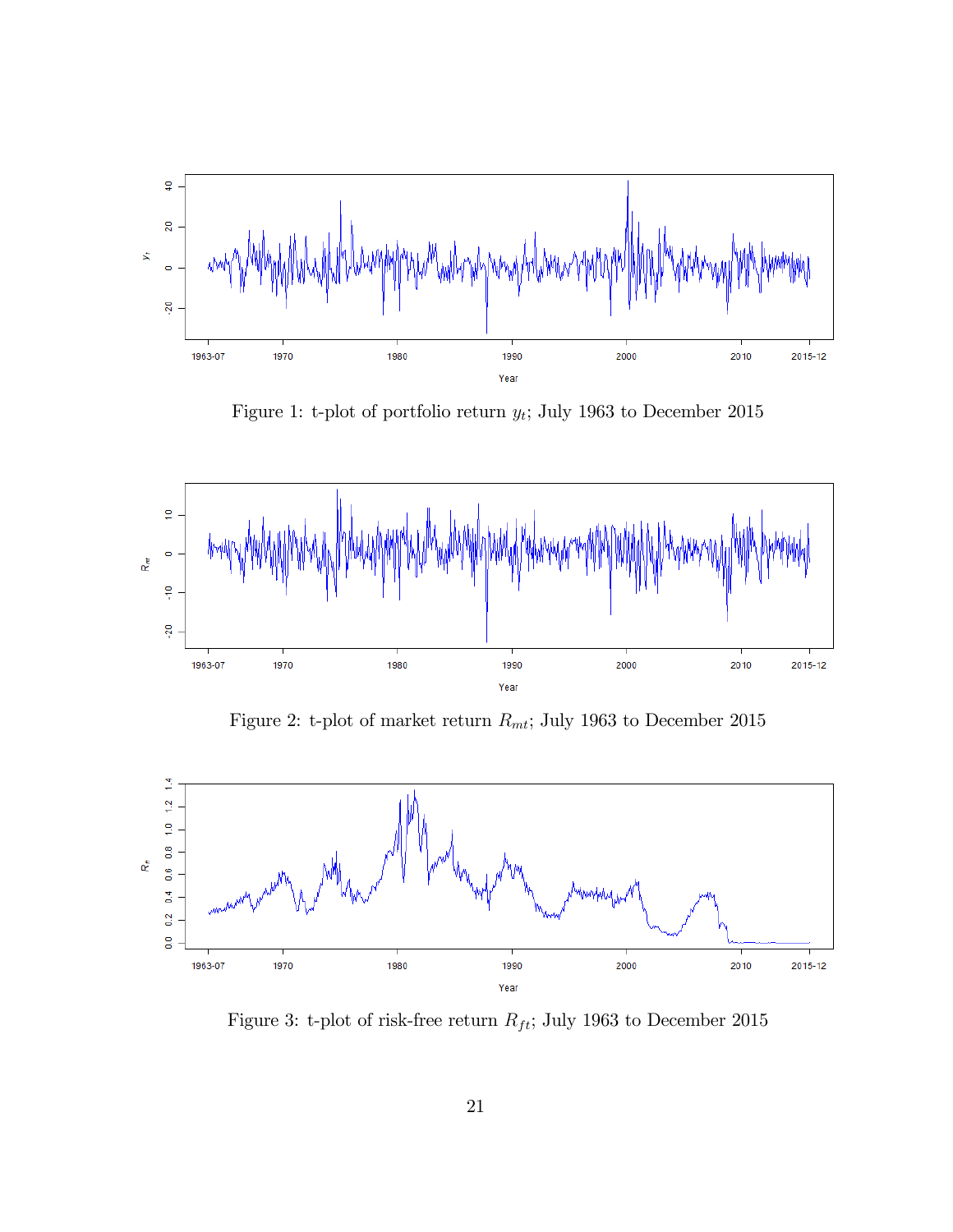Figure 1: t-plot of portfolio return $y_t$; July 1963 to December 2015

Figure 2: t-plot of market return $R_{mt}$; July 1963 to December 2015

Figure 3: t-plot of risk-free return $R_{ft}$; July 1963 to December 2015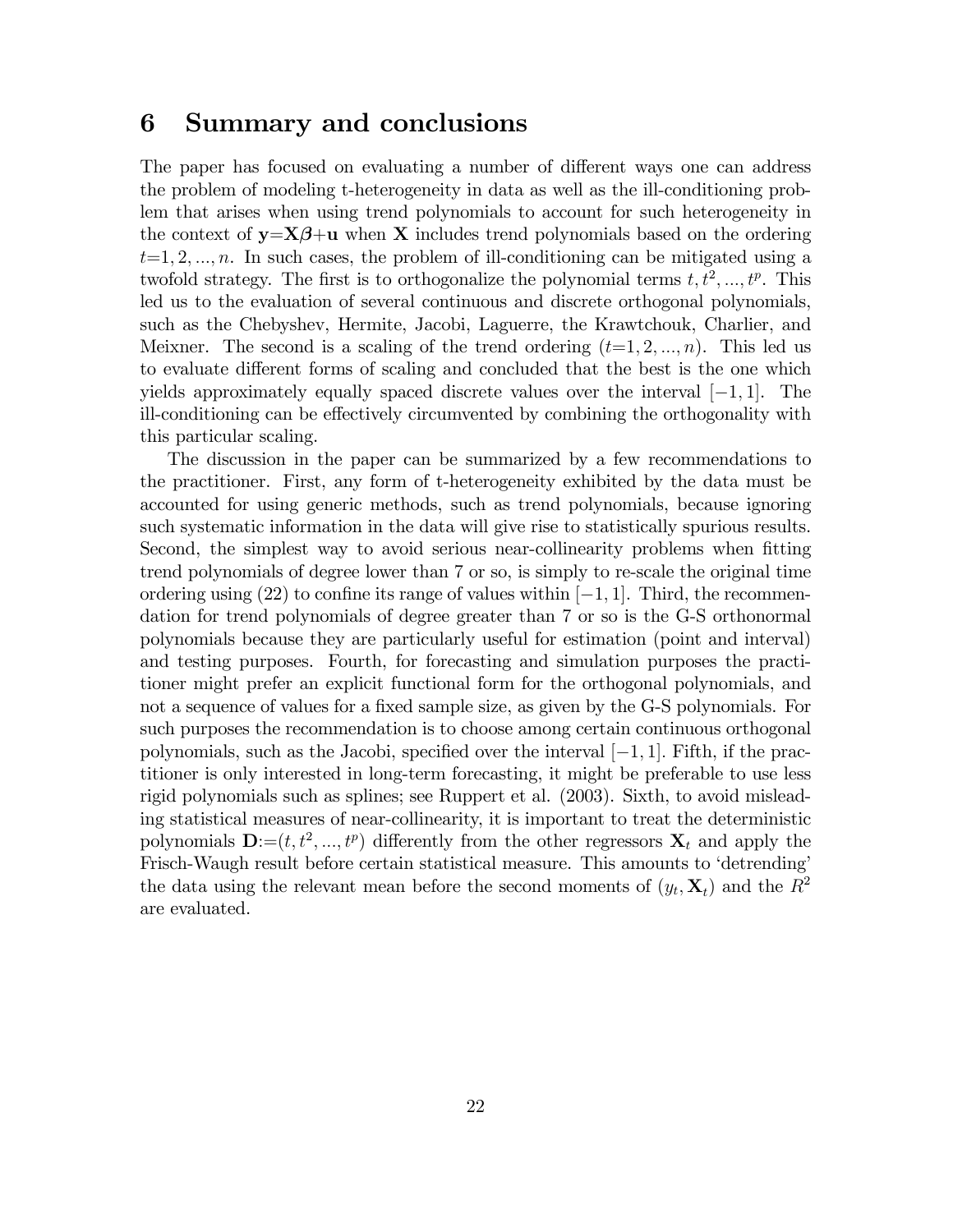## 6 Summary and conclusions

The paper has focused on evaluating a number of different ways one can address the problem of modeling t-heterogeneity in data as well as the ill-conditioning problem that arises when using trend polynomials to account for such heterogeneity in the context of $\mathbf{y}=\mathbf{X}\boldsymbol{\beta}+\mathbf{u}$ when $\mathbf{X}$ includes trend polynomials based on the ordering $t=1, 2, ..., n$. In such cases, the problem of ill-conditioning can be mitigated using a twofold strategy. The first is to orthogonalize the polynomial terms $t, t^2, ..., t^p$. This led us to the evaluation of several continuous and discrete orthogonal polynomials, such as the Chebyshev, Hermite, Jacobi, Laguerre, the Krawtchouk, Charlier, and Meixner. The second is a scaling of the trend ordering $(t=1, 2, ..., n)$. This led us to evaluate different forms of scaling and concluded that the best is the one which yields approximately equally spaced discrete values over the interval $[-1, 1]$. The ill-conditioning can be effectively circumvented by combining the orthogonality with this particular scaling.

The discussion in the paper can be summarized by a few recommendations to the practitioner. First, any form of t-heterogeneity exhibited by the data must be accounted for using generic methods, such as trend polynomials, because ignoring such systematic information in the data will give rise to statistically spurious results. Second, the simplest way to avoid serious near-collinearity problems when fitting trend polynomials of degree lower than 7 or so, is simply to re-scale the original time ordering using (22) to confine its range of values within $[-1, 1]$. Third, the recommendation for trend polynomials of degree greater than 7 or so is the G-S orthonormal polynomials because they are particularly useful for estimation (point and interval) and testing purposes. Fourth, for forecasting and simulation purposes the practitioner might prefer an explicit functional form for the orthogonal polynomials, and not a sequence of values for a fixed sample size, as given by the G-S polynomials. For such purposes the recommendation is to choose among certain continuous orthogonal polynomials, such as the Jacobi, specified over the interval $[-1, 1]$. Fifth, if the practitioner is only interested in long-term forecasting, it might be preferable to use less rigid polynomials such as splines; see Ruppert et al. (2003). Sixth, to avoid misleading statistical measures of near-collinearity, it is important to treat the deterministic polynomials $\mathbf{D}:=(t, t^2, ..., t^p)$ differently from the other regressors $\mathbf{X}_t$ and apply the Frisch-Waugh result before certain statistical measure. This amounts to 'detrending' the data using the relevant mean before the second moments of $(y_t, \mathbf{X}_t)$ and the $R^2$ are evaluated.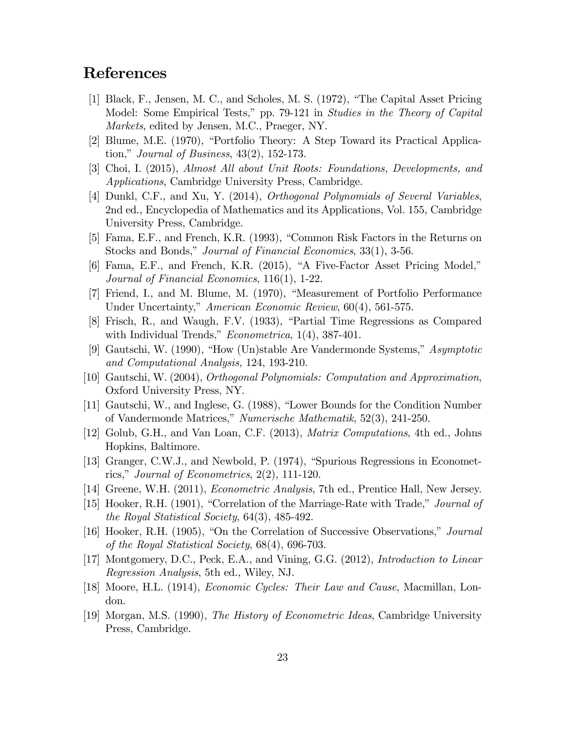## References

[1] Black, F., Jensen, M. C., and Scholes, M. S. (1972), "The Capital Asset Pricing Model: Some Empirical Tests," pp. 79-121 in *Studies in the Theory of Capital Markets*, edited by Jensen, M.C., Praeger, NY.

[2] Blume, M.E. (1970), "Portfolio Theory: A Step Toward its Practical Application," *Journal of Business*, 43(2), 152-173.

[3] Choi, I. (2015), *Almost All about Unit Roots: Foundations, Developments, and Applications*, Cambridge University Press, Cambridge.

[4] Dunkl, C.F., and Xu, Y. (2014), *Orthogonal Polynomials of Several Variables*, 2nd ed., Encyclopedia of Mathematics and its Applications, Vol. 155, Cambridge University Press, Cambridge.

[5] Fama, E.F., and French, K.R. (1993), "Common Risk Factors in the Returns on Stocks and Bonds," *Journal of Financial Economics*, 33(1), 3-56.

[6] Fama, E.F., and French, K.R. (2015), "A Five-Factor Asset Pricing Model," *Journal of Financial Economics*, 116(1), 1-22.

[7] Friend, I., and M. Blume, M. (1970), "Measurement of Portfolio Performance Under Uncertainty," *American Economic Review*, 60(4), 561-575.

[8] Frisch, R., and Waugh, F.V. (1933), "Partial Time Regressions as Compared with Individual Trends," *Econometrica*, 1(4), 387-401.

[9] Gautschi, W. (1990), "How (Un)stable Are Vandermonde Systems," *Asymptotic and Computational Analysis,* 124, 193-210.

[10] Gautschi, W. (2004), *Orthogonal Polynomials: Computation and Approximation*, Oxford University Press, NY.

[11] Gautschi, W., and Inglese, G. (1988), "Lower Bounds for the Condition Number of Vandermonde Matrices," *Numerische Mathematik*, 52(3), 241-250.

[12] Golub, G.H., and Van Loan, C.F. (2013), *Matrix Computations*, 4th ed., Johns Hopkins, Baltimore.

[13] Granger, C.W.J., and Newbold, P. (1974), "Spurious Regressions in Econometrics," *Journal of Econometrics*, 2(2), 111-120.

[14] Greene, W.H. (2011), *Econometric Analysis*, 7th ed., Prentice Hall, New Jersey.

[15] Hooker, R.H. (1901), "Correlation of the Marriage-Rate with Trade," *Journal of the Royal Statistical Society*, 64(3), 485-492.

[16] Hooker, R.H. (1905), "On the Correlation of Successive Observations," *Journal of the Royal Statistical Society*, 68(4), 696-703.

[17] Montgomery, D.C., Peck, E.A., and Vining, G.G. (2012), *Introduction to Linear Regression Analysis*, 5th ed., Wiley, NJ.

[18] Moore, H.L. (1914), *Economic Cycles: Their Law and Cause*, Macmillan, London.

[19] Morgan, M.S. (1990), *The History of Econometric Ideas*, Cambridge University Press, Cambridge.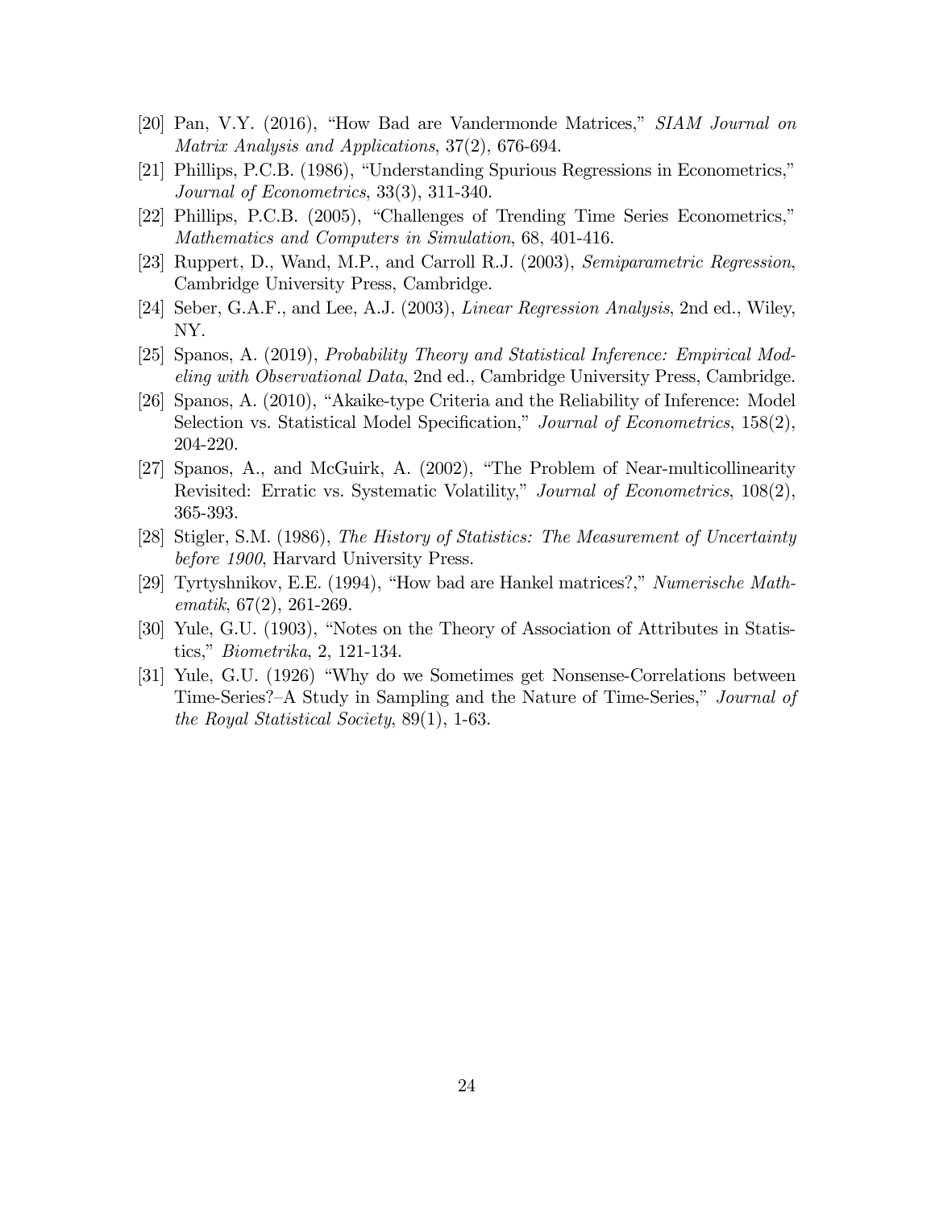[20] Pan, V.Y. (2016), "How Bad are Vandermonde Matrices," *SIAM Journal on Matrix Analysis and Applications*, 37(2), 676-694.

[21] Phillips, P.C.B. (1986), "Understanding Spurious Regressions in Econometrics," *Journal of Econometrics*, 33(3), 311-340.

[22] Phillips, P.C.B. (2005), "Challenges of Trending Time Series Econometrics," *Mathematics and Computers in Simulation*, 68, 401-416.

[23] Ruppert, D., Wand, M.P., and Carroll R.J. (2003), *Semiparametric Regression*, Cambridge University Press, Cambridge.

[24] Seber, G.A.F., and Lee, A.J. (2003), *Linear Regression Analysis*, 2nd ed., Wiley, NY.

[25] Spanos, A. (2019), *Probability Theory and Statistical Inference: Empirical Modeling with Observational Data*, 2nd ed., Cambridge University Press, Cambridge.

[26] Spanos, A. (2010), "Akaike-type Criteria and the Reliability of Inference: Model Selection vs. Statistical Model Specification," *Journal of Econometrics*, 158(2), 204-220.

[27] Spanos, A., and McGuirk, A. (2002), "The Problem of Near-multicollinearity Revisited: Erratic vs. Systematic Volatility," *Journal of Econometrics*, 108(2), 365-393.

[28] Stigler, S.M. (1986), *The History of Statistics: The Measurement of Uncertainty before 1900*, Harvard University Press.

[29] Tyrtyshnikov, E.E. (1994), "How bad are Hankel matrices?," *Numerische Mathematik*, 67(2), 261-269.

[30] Yule, G.U. (1903), "Notes on the Theory of Association of Attributes in Statistics," *Biometrika*, 2, 121-134.

[31] Yule, G.U. (1926) "Why do we Sometimes get Nonsense-Correlations between Time-Series?–A Study in Sampling and the Nature of Time-Series," *Journal of the Royal Statistical Society*, 89(1), 1-63.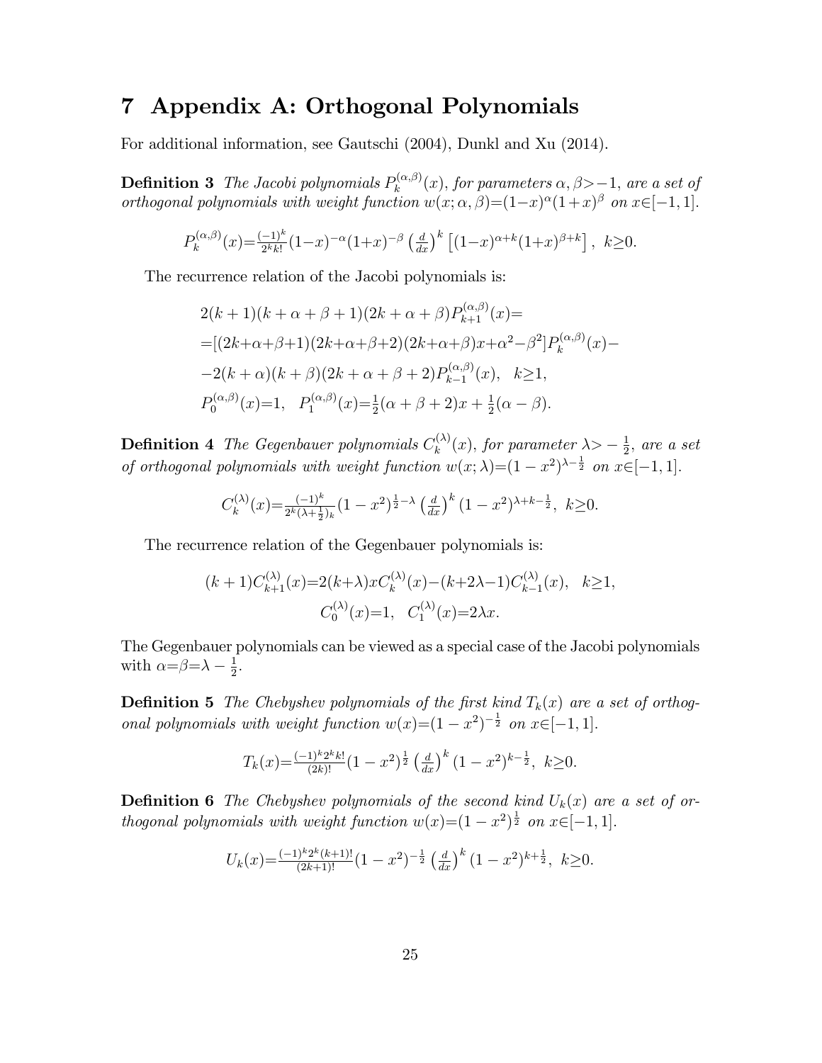# 7 Appendix A: Orthogonal Polynomials

For additional information, see Gautschi (2004), Dunkl and Xu (2014).

**Definition 3** *The Jacobi polynomials $P_k^{(\alpha,\beta)}(x)$, for parameters $\alpha, \beta{>}{-1}$, are a set of orthogonal polynomials with weight function $w(x;\alpha,\beta){=}(1{-}x)^{\alpha}(1{+}x)^{\beta}$ on $x{\in}[-1,1]$.*

$$P_k^{(\alpha,\beta)}(x){=}\tfrac{(-1)^k}{2^k k!}(1{-}x)^{-\alpha}(1{+}x)^{-\beta}\left(\tfrac{d}{dx}\right)^k\left[(1{-}x)^{\alpha+k}(1{+}x)^{\beta+k}\right],\ k{\geq}0.$$

The recurrence relation of the Jacobi polynomials is:

$$\begin{aligned}
&2(k+1)(k+\alpha+\beta+1)(2k+\alpha+\beta)P_{k+1}^{(\alpha,\beta)}(x){=}\\
&{=}[(2k{+}\alpha{+}\beta{+}1)(2k{+}\alpha{+}\beta{+}2)(2k{+}\alpha{+}\beta)x{+}\alpha^2{-}\beta^2]P_k^{(\alpha,\beta)}(x){-}\\
&{-}2(k+\alpha)(k+\beta)(2k+\alpha+\beta+2)P_{k-1}^{(\alpha,\beta)}(x),\quad k{\geq}1,\\
&P_0^{(\alpha,\beta)}(x){=}1,\quad P_1^{(\alpha,\beta)}(x){=}\tfrac{1}{2}(\alpha+\beta+2)x+\tfrac{1}{2}(\alpha-\beta).
\end{aligned}$$

**Definition 4** *The Gegenbauer polynomials $C_k^{(\lambda)}(x)$, for parameter $\lambda{>}-\frac{1}{2}$, are a set of orthogonal polynomials with weight function $w(x;\lambda){=}(1-x^2)^{\lambda-\frac{1}{2}}$ on $x{\in}[-1,1]$.*

$$C_k^{(\lambda)}(x){=}\tfrac{(-1)^k}{2^k(\lambda+\frac{1}{2})_k}(1-x^2)^{\frac{1}{2}-\lambda}\left(\tfrac{d}{dx}\right)^k(1-x^2)^{\lambda+k-\frac{1}{2}},\ k{\geq}0.$$

The recurrence relation of the Gegenbauer polynomials is:

$$\begin{gathered}
(k+1)C_{k+1}^{(\lambda)}(x){=}2(k{+}\lambda)xC_k^{(\lambda)}(x){-}(k{+}2\lambda{-}1)C_{k-1}^{(\lambda)}(x),\quad k{\geq}1,\\
C_0^{(\lambda)}(x){=}1,\quad C_1^{(\lambda)}(x){=}2\lambda x.
\end{gathered}$$

The Gegenbauer polynomials can be viewed as a special case of the Jacobi polynomials with $\alpha{=}\beta{=}\lambda-\frac{1}{2}$.

**Definition 5** *The Chebyshev polynomials of the first kind $T_k(x)$ are a set of orthogonal polynomials with weight function $w(x){=}(1-x^2)^{-\frac{1}{2}}$ on $x{\in}[-1,1]$.*

$$T_k(x){=}\tfrac{(-1)^k 2^k k!}{(2k)!}(1-x^2)^{\frac{1}{2}}\left(\tfrac{d}{dx}\right)^k(1-x^2)^{k-\frac{1}{2}},\ k{\geq}0.$$

**Definition 6** *The Chebyshev polynomials of the second kind $U_k(x)$ are a set of orthogonal polynomials with weight function $w(x){=}(1-x^2)^{\frac{1}{2}}$ on $x{\in}[-1,1]$.*

$$U_k(x){=}\tfrac{(-1)^k 2^k (k+1)!}{(2k+1)!}(1-x^2)^{-\frac{1}{2}}\left(\tfrac{d}{dx}\right)^k(1-x^2)^{k+\frac{1}{2}},\ k{\geq}0.$$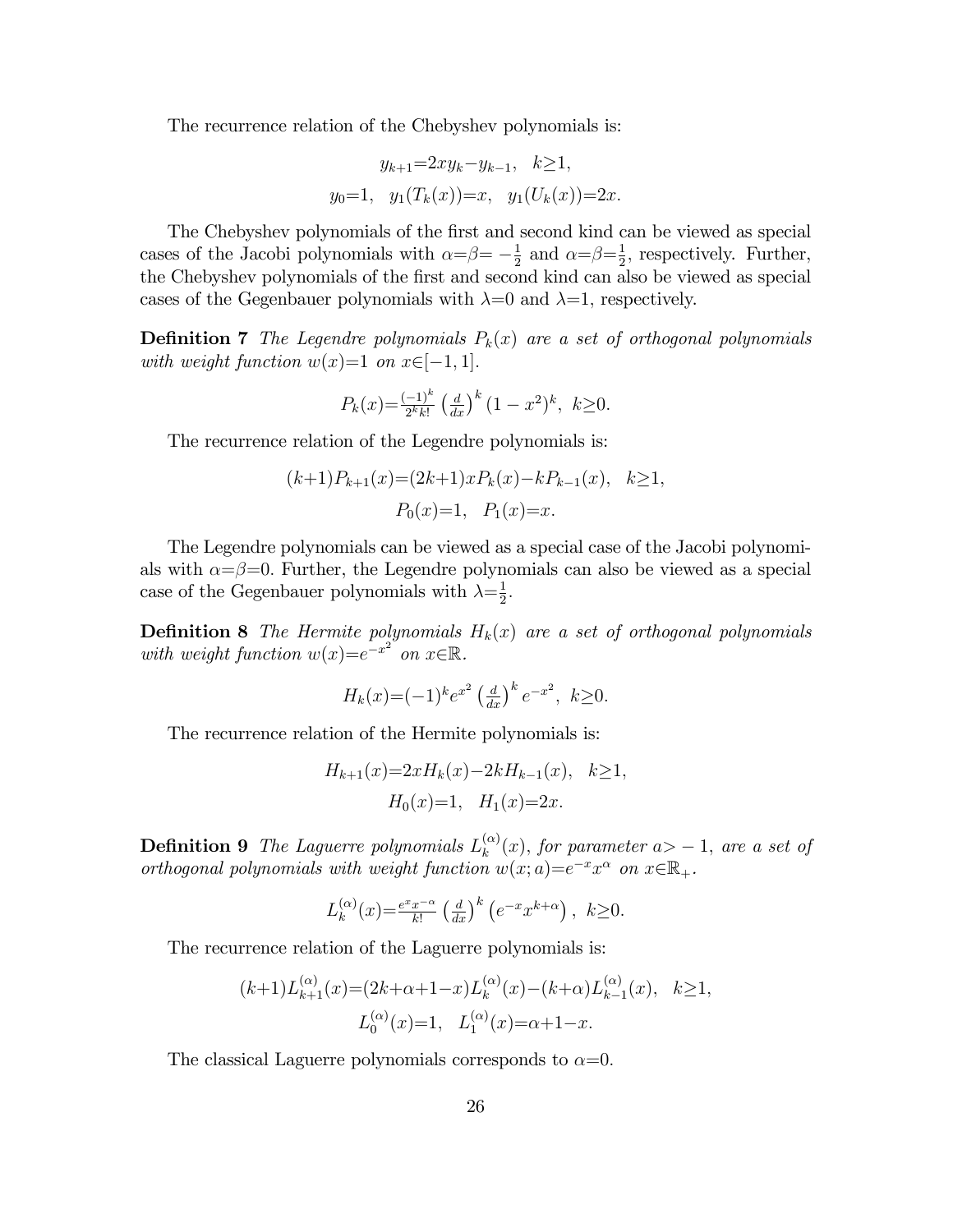The recurrence relation of the Chebyshev polynomials is:

$$y_{k+1}=2xy_k-y_{k-1}, \quad k\geq 1,$$
$$y_0=1, \quad y_1(T_k(x))=x, \quad y_1(U_k(x))=2x.$$

The Chebyshev polynomials of the first and second kind can be viewed as special cases of the Jacobi polynomials with $\alpha=\beta=-\frac{1}{2}$ and $\alpha=\beta=\frac{1}{2}$, respectively. Further, the Chebyshev polynomials of the first and second kind can also be viewed as special cases of the Gegenbauer polynomials with $\lambda=0$ and $\lambda=1$, respectively.

**Definition 7** *The Legendre polynomials $P_k(x)$ are a set of orthogonal polynomials with weight function $w(x)=1$ on $x\in[-1,1]$.*

$$P_k(x)=\frac{(-1)^k}{2^k k!}\left(\frac{d}{dx}\right)^k (1-x^2)^k, \; k\geq 0.$$

The recurrence relation of the Legendre polynomials is:

$$(k+1)P_{k+1}(x)=(2k+1)xP_k(x)-kP_{k-1}(x), \quad k\geq 1,$$
$$P_0(x)=1, \quad P_1(x)=x.$$

The Legendre polynomials can be viewed as a special case of the Jacobi polynomials with $\alpha=\beta=0$. Further, the Legendre polynomials can also be viewed as a special case of the Gegenbauer polynomials with $\lambda=\frac{1}{2}$.

**Definition 8** *The Hermite polynomials $H_k(x)$ are a set of orthogonal polynomials with weight function $w(x)=e^{-x^2}$ on $x\in\mathbb{R}$.*

$$H_k(x)=(-1)^k e^{x^2}\left(\frac{d}{dx}\right)^k e^{-x^2}, \; k\geq 0.$$

The recurrence relation of the Hermite polynomials is:

$$H_{k+1}(x)=2xH_k(x)-2kH_{k-1}(x), \quad k\geq 1,$$
$$H_0(x)=1, \quad H_1(x)=2x.$$

**Definition 9** *The Laguerre polynomials $L_k^{(\alpha)}(x)$, for parameter $a>-1$, are a set of orthogonal polynomials with weight function $w(x;a)=e^{-x}x^{\alpha}$ on $x\in\mathbb{R}_+$.*

$$L_k^{(\alpha)}(x)=\frac{e^x x^{-\alpha}}{k!}\left(\frac{d}{dx}\right)^k \left(e^{-x}x^{k+\alpha}\right), \; k\geq 0.$$

The recurrence relation of the Laguerre polynomials is:

$$(k+1)L_{k+1}^{(\alpha)}(x)=(2k+\alpha+1-x)L_k^{(\alpha)}(x)-(k+\alpha)L_{k-1}^{(\alpha)}(x), \quad k\geq 1,$$
$$L_0^{(\alpha)}(x)=1, \quad L_1^{(\alpha)}(x)=\alpha+1-x.$$

The classical Laguerre polynomials corresponds to $\alpha=0$.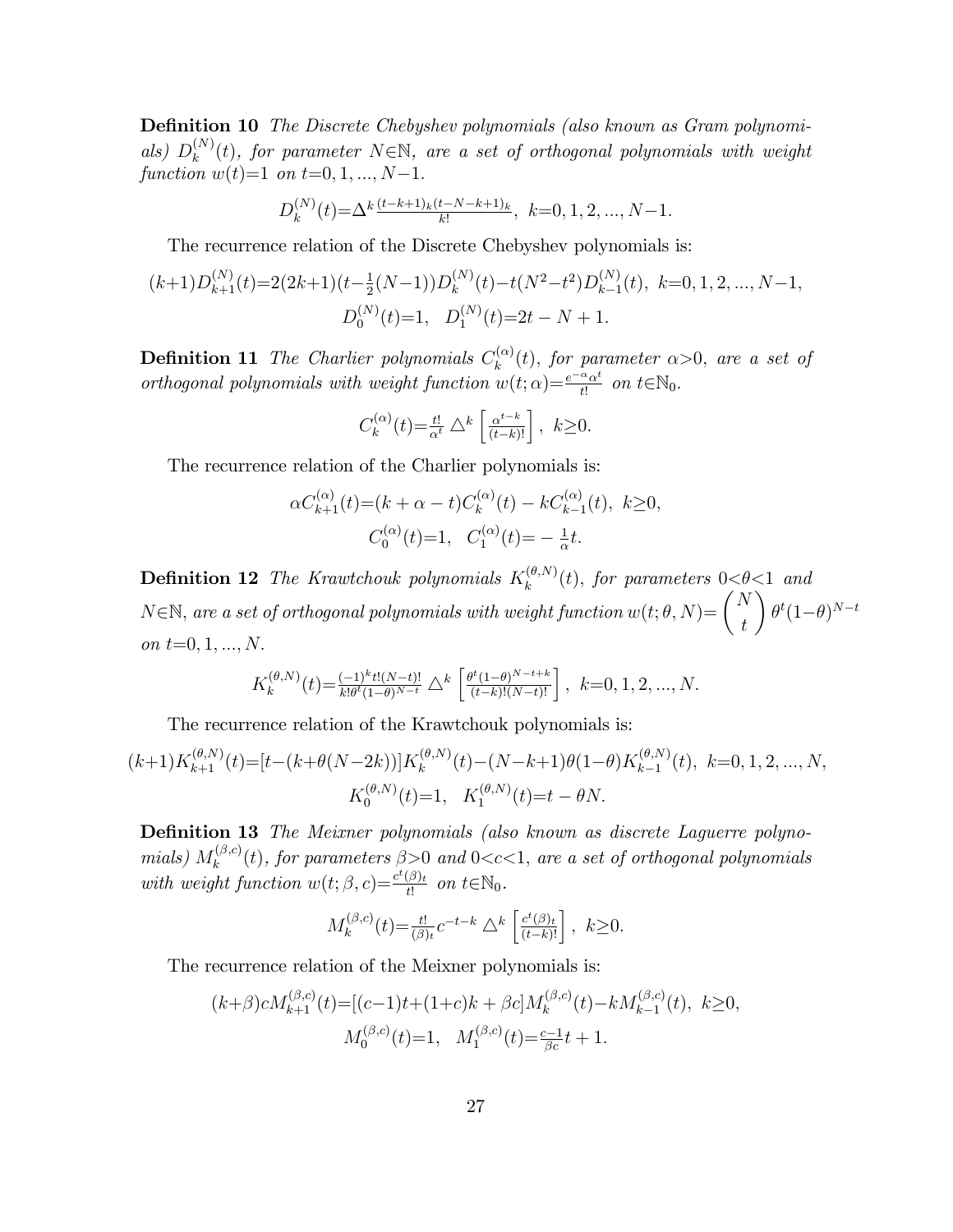**Definition 10** *The Discrete Chebyshev polynomials (also known as Gram polynomials) $D_k^{(N)}(t)$, for parameter $N\in\mathbb{N}$, are a set of orthogonal polynomials with weight function $w(t)=1$ on $t=0,1,...,N-1$.*

$$D_k^{(N)}(t)=\Delta^k\frac{(t-k+1)_k(t-N-k+1)_k}{k!},\ \ k=0,1,2,...,N-1.$$

The recurrence relation of the Discrete Chebyshev polynomials is:

$$(k+1)D_{k+1}^{(N)}(t)=2(2k+1)(t-\tfrac{1}{2}(N-1))D_k^{(N)}(t)-t(N^2-t^2)D_{k-1}^{(N)}(t),\ \ k=0,1,2,...,N-1,$$
$$D_0^{(N)}(t)=1,\quad D_1^{(N)}(t)=2t-N+1.$$

**Definition 11** *The Charlier polynomials $C_k^{(\alpha)}(t)$, for parameter $\alpha>0$, are a set of orthogonal polynomials with weight function $w(t;\alpha)=\frac{e^{-\alpha}\alpha^t}{t!}$ on $t\in\mathbb{N}_0$.*

$$C_k^{(\alpha)}(t)=\frac{t!}{\alpha^t}\triangle^k\left[\frac{\alpha^{t-k}}{(t-k)!}\right],\ \ k\geq 0.$$

The recurrence relation of the Charlier polynomials is:

$$\alpha C_{k+1}^{(\alpha)}(t)=(k+\alpha-t)C_k^{(\alpha)}(t)-kC_{k-1}^{(\alpha)}(t),\ \ k\geq 0,$$
$$C_0^{(\alpha)}(t)=1,\quad C_1^{(\alpha)}(t)=-\tfrac{1}{\alpha}t.$$

**Definition 12** *The Krawtchouk polynomials $K_k^{(\theta,N)}(t)$, for parameters $0<\theta<1$ and $N\in\mathbb{N}$, are a set of orthogonal polynomials with weight function $w(t;\theta,N)=\binom{N}{t}\theta^t(1-\theta)^{N-t}$ on $t=0,1,...,N$.*

$$K_k^{(\theta,N)}(t)=\frac{(-1)^k t!(N-t)!}{k!\theta^t(1-\theta)^{N-t}}\triangle^k\left[\frac{\theta^t(1-\theta)^{N-t+k}}{(t-k)!(N-t)!}\right],\ \ k=0,1,2,...,N.$$

The recurrence relation of the Krawtchouk polynomials is:

$$(k+1)K_{k+1}^{(\theta,N)}(t)=[t-(k+\theta(N-2k))]K_k^{(\theta,N)}(t)-(N-k+1)\theta(1-\theta)K_{k-1}^{(\theta,N)}(t),\ \ k=0,1,2,...,N,$$
$$K_0^{(\theta,N)}(t)=1,\quad K_1^{(\theta,N)}(t)=t-\theta N.$$

**Definition 13** *The Meixner polynomials (also known as discrete Laguerre polynomials) $M_k^{(\beta,c)}(t)$, for parameters $\beta>0$ and $0<c<1$, are a set of orthogonal polynomials with weight function $w(t;\beta,c)=\frac{c^t(\beta)_t}{t!}$ on $t\in\mathbb{N}_0$.*

$$M_k^{(\beta,c)}(t)=\frac{t!}{(\beta)_t}c^{-t-k}\triangle^k\left[\frac{c^t(\beta)_t}{(t-k)!}\right],\ \ k\geq 0.$$

The recurrence relation of the Meixner polynomials is:

$$(k+\beta)cM_{k+1}^{(\beta,c)}(t)=[(c-1)t+(1+c)k+\beta c]M_k^{(\beta,c)}(t)-kM_{k-1}^{(\beta,c)}(t),\ \ k\geq 0,$$
$$M_0^{(\beta,c)}(t)=1,\quad M_1^{(\beta,c)}(t)=\frac{c-1}{\beta c}t+1.$$